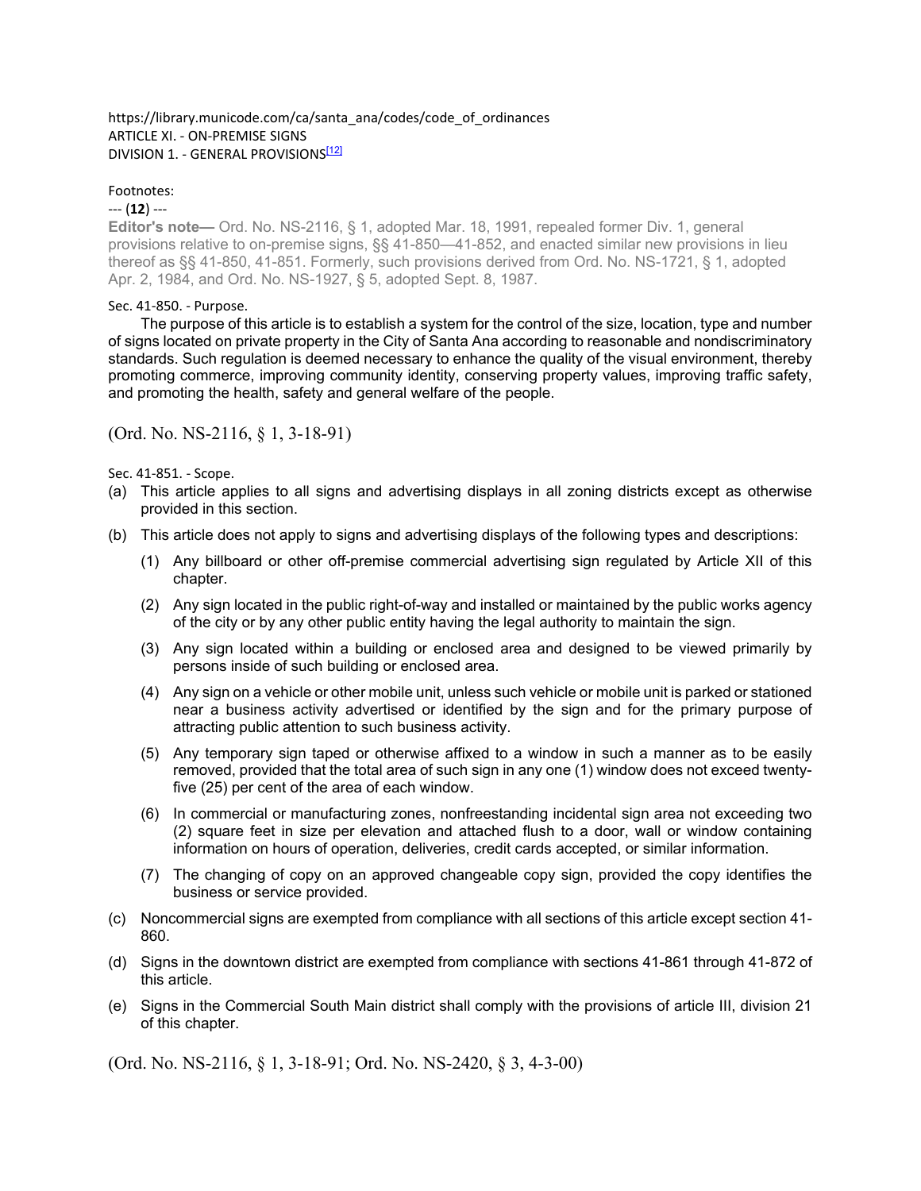https://library.municode.com/ca/santa_ana/codes/code_of_ordinances

# ARTICLE XI. - ON-PREMISE SIGNS

## DIVISION 1. - GENERAL PROVISIONS[12]

Footnotes:

--- (**12**) ---

**Editor's note—** Ord. No. NS-2116, § 1, adopted Mar. 18, 1991, repealed former Div. 1, general provisions relative to on-premise signs, §§ 41-850—41-852, and enacted similar new provisions in lieu thereof as §§ 41-850, 41-851. Formerly, such provisions derived from Ord. No. NS-1721, § 1, adopted Apr. 2, 1984, and Ord. No. NS-1927, § 5, adopted Sept. 8, 1987.

### Sec. 41-850. - Purpose.

The purpose of this article is to establish a system for the control of the size, location, type and number of signs located on private property in the City of Santa Ana according to reasonable and nondiscriminatory standards. Such regulation is deemed necessary to enhance the quality of the visual environment, thereby promoting commerce, improving community identity, conserving property values, improving traffic safety, and promoting the health, safety and general welfare of the people.

(Ord. No. NS-2116, § 1, 3-18-91)

### Sec. 41-851. - Scope.

(a) This article applies to all signs and advertising displays in all zoning districts except as otherwise provided in this section.

(b) This article does not apply to signs and advertising displays of the following types and descriptions:

  (1) Any billboard or other off-premise commercial advertising sign regulated by Article XII of this chapter.

  (2) Any sign located in the public right-of-way and installed or maintained by the public works agency of the city or by any other public entity having the legal authority to maintain the sign.

  (3) Any sign located within a building or enclosed area and designed to be viewed primarily by persons inside of such building or enclosed area.

  (4) Any sign on a vehicle or other mobile unit, unless such vehicle or mobile unit is parked or stationed near a business activity advertised or identified by the sign and for the primary purpose of attracting public attention to such business activity.

  (5) Any temporary sign taped or otherwise affixed to a window in such a manner as to be easily removed, provided that the total area of such sign in any one (1) window does not exceed twenty-five (25) per cent of the area of each window.

  (6) In commercial or manufacturing zones, nonfreestanding incidental sign area not exceeding two (2) square feet in size per elevation and attached flush to a door, wall or window containing information on hours of operation, deliveries, credit cards accepted, or similar information.

  (7) The changing of copy on an approved changeable copy sign, provided the copy identifies the business or service provided.

(c) Noncommercial signs are exempted from compliance with all sections of this article except section 41-860.

(d) Signs in the downtown district are exempted from compliance with sections 41-861 through 41-872 of this article.

(e) Signs in the Commercial South Main district shall comply with the provisions of article III, division 21 of this chapter.

(Ord. No. NS-2116, § 1, 3-18-91; Ord. No. NS-2420, § 3, 4-3-00)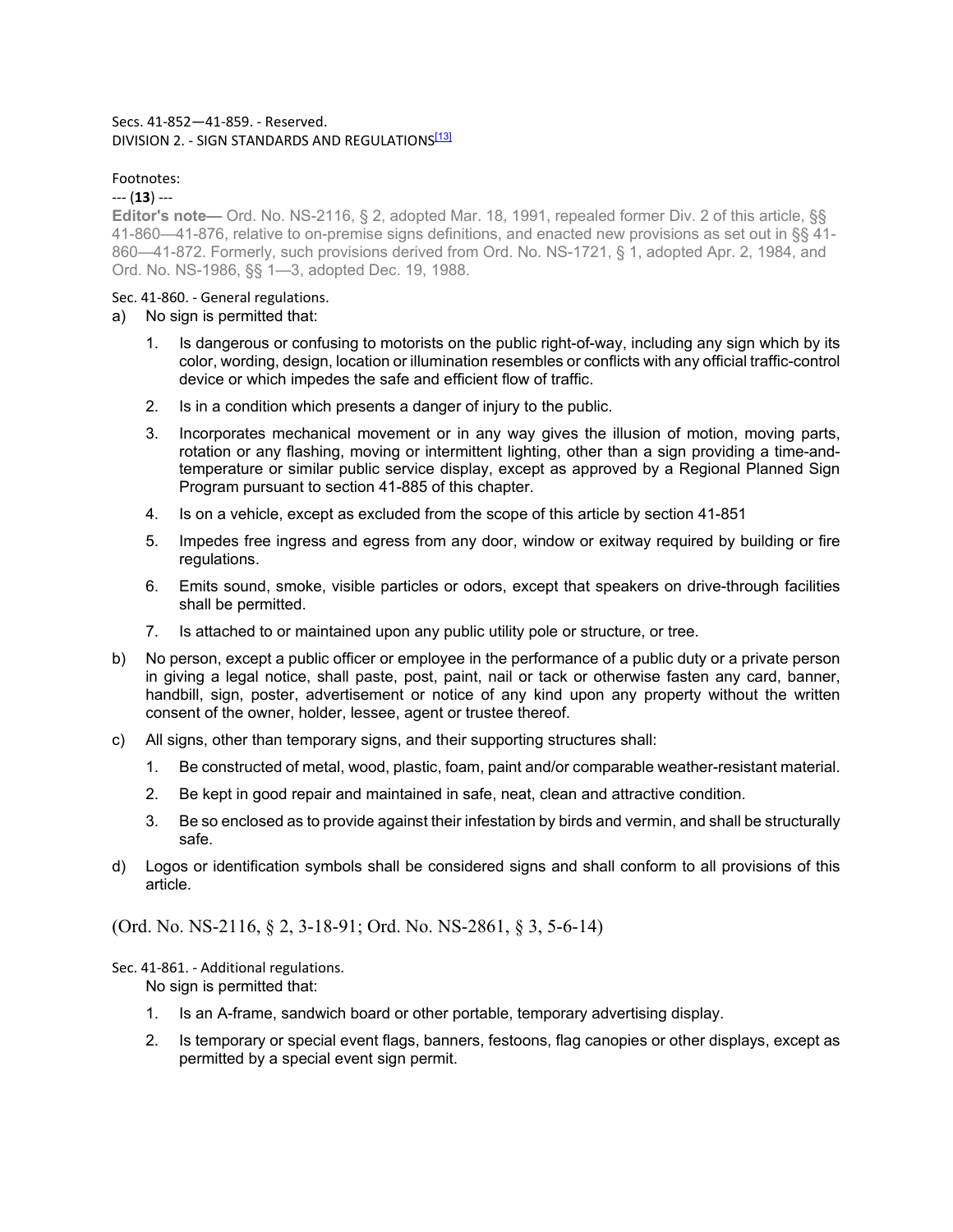Secs. 41-852—41-859. - Reserved.

## DIVISION 2. - SIGN STANDARDS AND REGULATIONS[13]

Footnotes:

--- (**13**) ---

**Editor's note—** Ord. No. NS-2116, § 2, adopted Mar. 18, 1991, repealed former Div. 2 of this article, §§ 41-860—41-876, relative to on-premise signs definitions, and enacted new provisions as set out in §§ 41-860—41-872. Formerly, such provisions derived from Ord. No. NS-1721, § 1, adopted Apr. 2, 1984, and Ord. No. NS-1986, §§ 1—3, adopted Dec. 19, 1988.

### Sec. 41-860. - General regulations.

a) No sign is permitted that:

1. Is dangerous or confusing to motorists on the public right-of-way, including any sign which by its color, wording, design, location or illumination resembles or conflicts with any official traffic-control device or which impedes the safe and efficient flow of traffic.
2. Is in a condition which presents a danger of injury to the public.
3. Incorporates mechanical movement or in any way gives the illusion of motion, moving parts, rotation or any flashing, moving or intermittent lighting, other than a sign providing a time-and-temperature or similar public service display, except as approved by a Regional Planned Sign Program pursuant to section 41-885 of this chapter.
4. Is on a vehicle, except as excluded from the scope of this article by section 41-851
5. Impedes free ingress and egress from any door, window or exitway required by building or fire regulations.
6. Emits sound, smoke, visible particles or odors, except that speakers on drive-through facilities shall be permitted.
7. Is attached to or maintained upon any public utility pole or structure, or tree.

b) No person, except a public officer or employee in the performance of a public duty or a private person in giving a legal notice, shall paste, post, paint, nail or tack or otherwise fasten any card, banner, handbill, sign, poster, advertisement or notice of any kind upon any property without the written consent of the owner, holder, lessee, agent or trustee thereof.

c) All signs, other than temporary signs, and their supporting structures shall:

1. Be constructed of metal, wood, plastic, foam, paint and/or comparable weather-resistant material.
2. Be kept in good repair and maintained in safe, neat, clean and attractive condition.
3. Be so enclosed as to provide against their infestation by birds and vermin, and shall be structurally safe.

d) Logos or identification symbols shall be considered signs and shall conform to all provisions of this article.

(Ord. No. NS-2116, § 2, 3-18-91; Ord. No. NS-2861, § 3, 5-6-14)

### Sec. 41-861. - Additional regulations.

No sign is permitted that:

1. Is an A-frame, sandwich board or other portable, temporary advertising display.
2. Is temporary or special event flags, banners, festoons, flag canopies or other displays, except as permitted by a special event sign permit.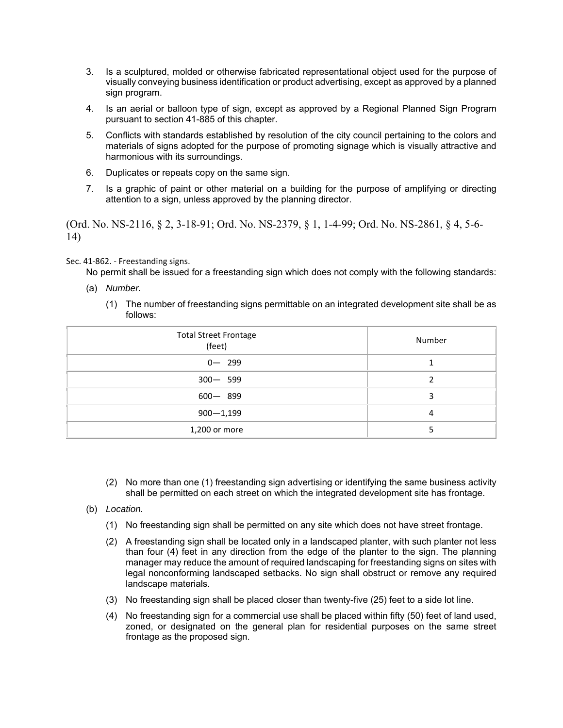3. Is a sculptured, molded or otherwise fabricated representational object used for the purpose of visually conveying business identification or product advertising, except as approved by a planned sign program.

4. Is an aerial or balloon type of sign, except as approved by a Regional Planned Sign Program pursuant to section 41-885 of this chapter.

5. Conflicts with standards established by resolution of the city council pertaining to the colors and materials of signs adopted for the purpose of promoting signage which is visually attractive and harmonious with its surroundings.

6. Duplicates or repeats copy on the same sign.

7. Is a graphic of paint or other material on a building for the purpose of amplifying or directing attention to a sign, unless approved by the planning director.

(Ord. No. NS-2116, § 2, 3-18-91; Ord. No. NS-2379, § 1, 1-4-99; Ord. No. NS-2861, § 4, 5-6-14)

Sec. 41-862. - Freestanding signs.

No permit shall be issued for a freestanding sign which does not comply with the following standards:

(a) *Number.*

(1) The number of freestanding signs permittable on an integrated development site shall be as follows:

| Total Street Frontage (feet) | Number |
|---|---|
| 0— 299 | 1 |
| 300— 599 | 2 |
| 600— 899 | 3 |
| 900—1,199 | 4 |
| 1,200 or more | 5 |

(2) No more than one (1) freestanding sign advertising or identifying the same business activity shall be permitted on each street on which the integrated development site has frontage.

(b) *Location.*

(1) No freestanding sign shall be permitted on any site which does not have street frontage.

(2) A freestanding sign shall be located only in a landscaped planter, with such planter not less than four (4) feet in any direction from the edge of the planter to the sign. The planning manager may reduce the amount of required landscaping for freestanding signs on sites with legal nonconforming landscaped setbacks. No sign shall obstruct or remove any required landscape materials.

(3) No freestanding sign shall be placed closer than twenty-five (25) feet to a side lot line.

(4) No freestanding sign for a commercial use shall be placed within fifty (50) feet of land used, zoned, or designated on the general plan for residential purposes on the same street frontage as the proposed sign.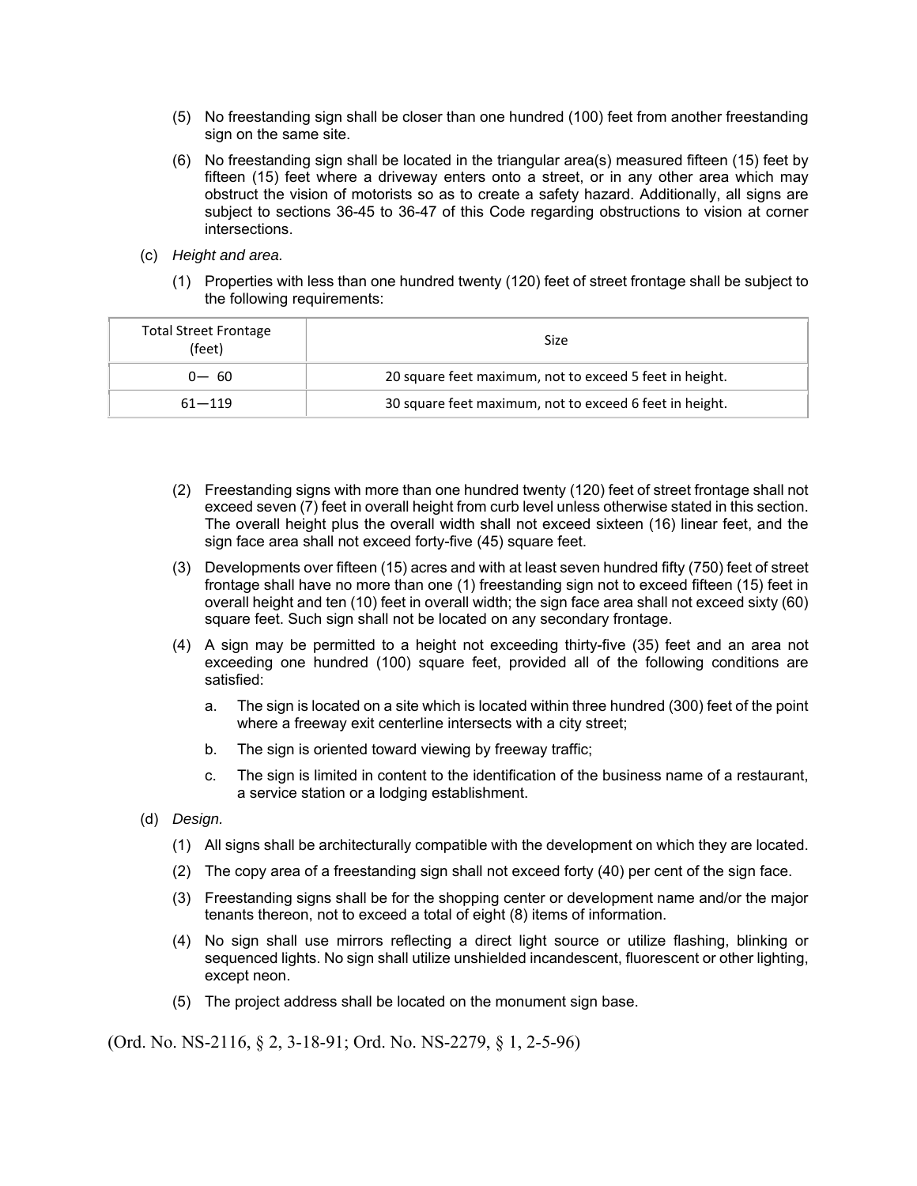(5) No freestanding sign shall be closer than one hundred (100) feet from another freestanding sign on the same site.

(6) No freestanding sign shall be located in the triangular area(s) measured fifteen (15) feet by fifteen (15) feet where a driveway enters onto a street, or in any other area which may obstruct the vision of motorists so as to create a safety hazard. Additionally, all signs are subject to sections 36-45 to 36-47 of this Code regarding obstructions to vision at corner intersections.

(c) *Height and area.*

(1) Properties with less than one hundred twenty (120) feet of street frontage shall be subject to the following requirements:

| Total Street Frontage (feet) | Size |
|---|---|
| 0— 60 | 20 square feet maximum, not to exceed 5 feet in height. |
| 61—119 | 30 square feet maximum, not to exceed 6 feet in height. |

(2) Freestanding signs with more than one hundred twenty (120) feet of street frontage shall not exceed seven (7) feet in overall height from curb level unless otherwise stated in this section. The overall height plus the overall width shall not exceed sixteen (16) linear feet, and the sign face area shall not exceed forty-five (45) square feet.

(3) Developments over fifteen (15) acres and with at least seven hundred fifty (750) feet of street frontage shall have no more than one (1) freestanding sign not to exceed fifteen (15) feet in overall height and ten (10) feet in overall width; the sign face area shall not exceed sixty (60) square feet. Such sign shall not be located on any secondary frontage.

(4) A sign may be permitted to a height not exceeding thirty-five (35) feet and an area not exceeding one hundred (100) square feet, provided all of the following conditions are satisfied:

a. The sign is located on a site which is located within three hundred (300) feet of the point where a freeway exit centerline intersects with a city street;

b. The sign is oriented toward viewing by freeway traffic;

c. The sign is limited in content to the identification of the business name of a restaurant, a service station or a lodging establishment.

(d) *Design.*

(1) All signs shall be architecturally compatible with the development on which they are located.

(2) The copy area of a freestanding sign shall not exceed forty (40) per cent of the sign face.

(3) Freestanding signs shall be for the shopping center or development name and/or the major tenants thereon, not to exceed a total of eight (8) items of information.

(4) No sign shall use mirrors reflecting a direct light source or utilize flashing, blinking or sequenced lights. No sign shall utilize unshielded incandescent, fluorescent or other lighting, except neon.

(5) The project address shall be located on the monument sign base.

(Ord. No. NS-2116, § 2, 3-18-91; Ord. No. NS-2279, § 1, 2-5-96)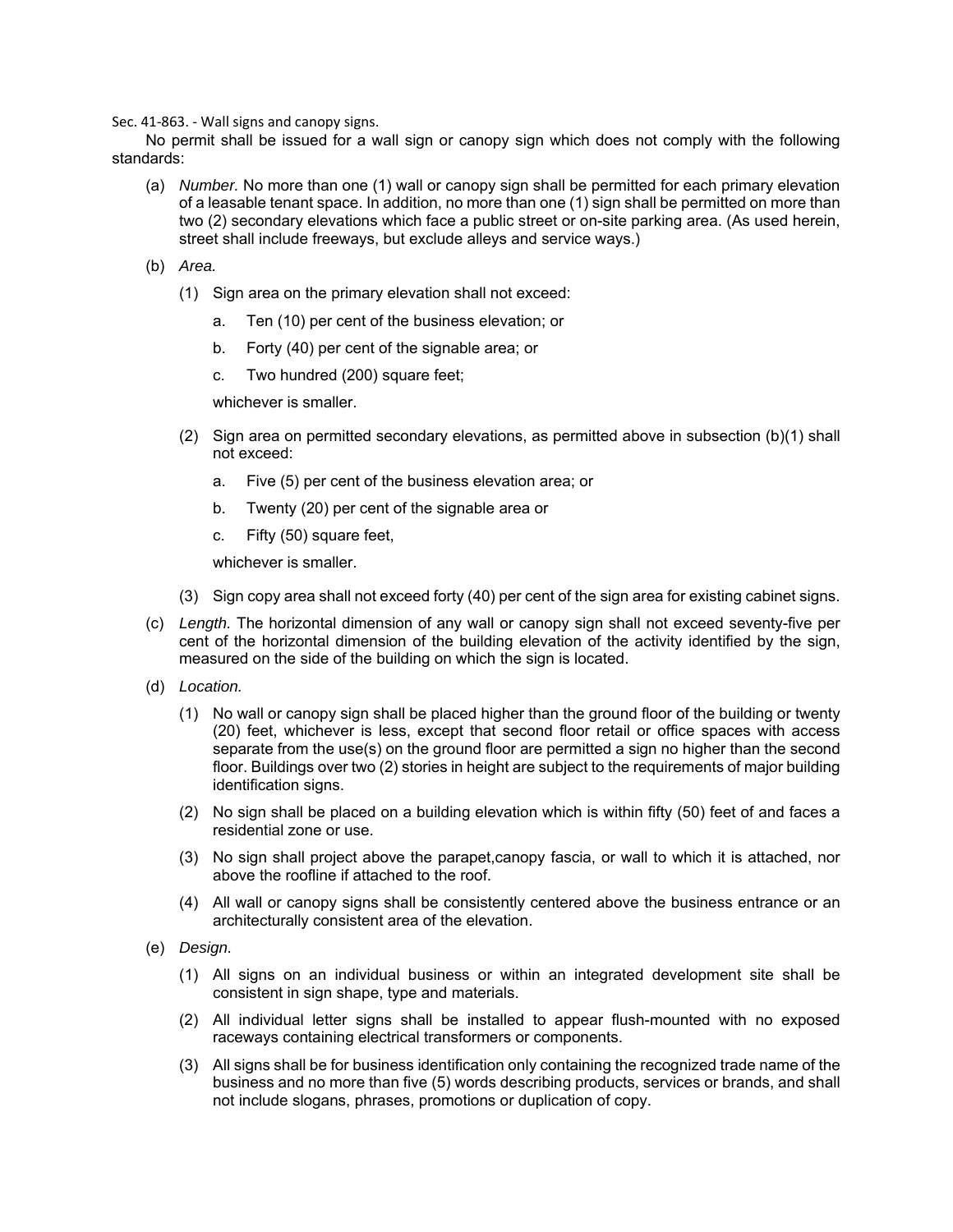Sec. 41-863. - Wall signs and canopy signs.

No permit shall be issued for a wall sign or canopy sign which does not comply with the following standards:

(a) *Number.* No more than one (1) wall or canopy sign shall be permitted for each primary elevation of a leasable tenant space. In addition, no more than one (1) sign shall be permitted on more than two (2) secondary elevations which face a public street or on-site parking area. (As used herein, street shall include freeways, but exclude alleys and service ways.)

(b) *Area.*

(1) Sign area on the primary elevation shall not exceed:

a. Ten (10) per cent of the business elevation; or

b. Forty (40) per cent of the signable area; or

c. Two hundred (200) square feet;

whichever is smaller.

(2) Sign area on permitted secondary elevations, as permitted above in subsection (b)(1) shall not exceed:

a. Five (5) per cent of the business elevation area; or

b. Twenty (20) per cent of the signable area or

c. Fifty (50) square feet,

whichever is smaller.

(3) Sign copy area shall not exceed forty (40) per cent of the sign area for existing cabinet signs.

(c) *Length.* The horizontal dimension of any wall or canopy sign shall not exceed seventy-five per cent of the horizontal dimension of the building elevation of the activity identified by the sign, measured on the side of the building on which the sign is located.

(d) *Location.*

(1) No wall or canopy sign shall be placed higher than the ground floor of the building or twenty (20) feet, whichever is less, except that second floor retail or office spaces with access separate from the use(s) on the ground floor are permitted a sign no higher than the second floor. Buildings over two (2) stories in height are subject to the requirements of major building identification signs.

(2) No sign shall be placed on a building elevation which is within fifty (50) feet of and faces a residential zone or use.

(3) No sign shall project above the parapet,canopy fascia, or wall to which it is attached, nor above the roofline if attached to the roof.

(4) All wall or canopy signs shall be consistently centered above the business entrance or an architecturally consistent area of the elevation.

(e) *Design.*

(1) All signs on an individual business or within an integrated development site shall be consistent in sign shape, type and materials.

(2) All individual letter signs shall be installed to appear flush-mounted with no exposed raceways containing electrical transformers or components.

(3) All signs shall be for business identification only containing the recognized trade name of the business and no more than five (5) words describing products, services or brands, and shall not include slogans, phrases, promotions or duplication of copy.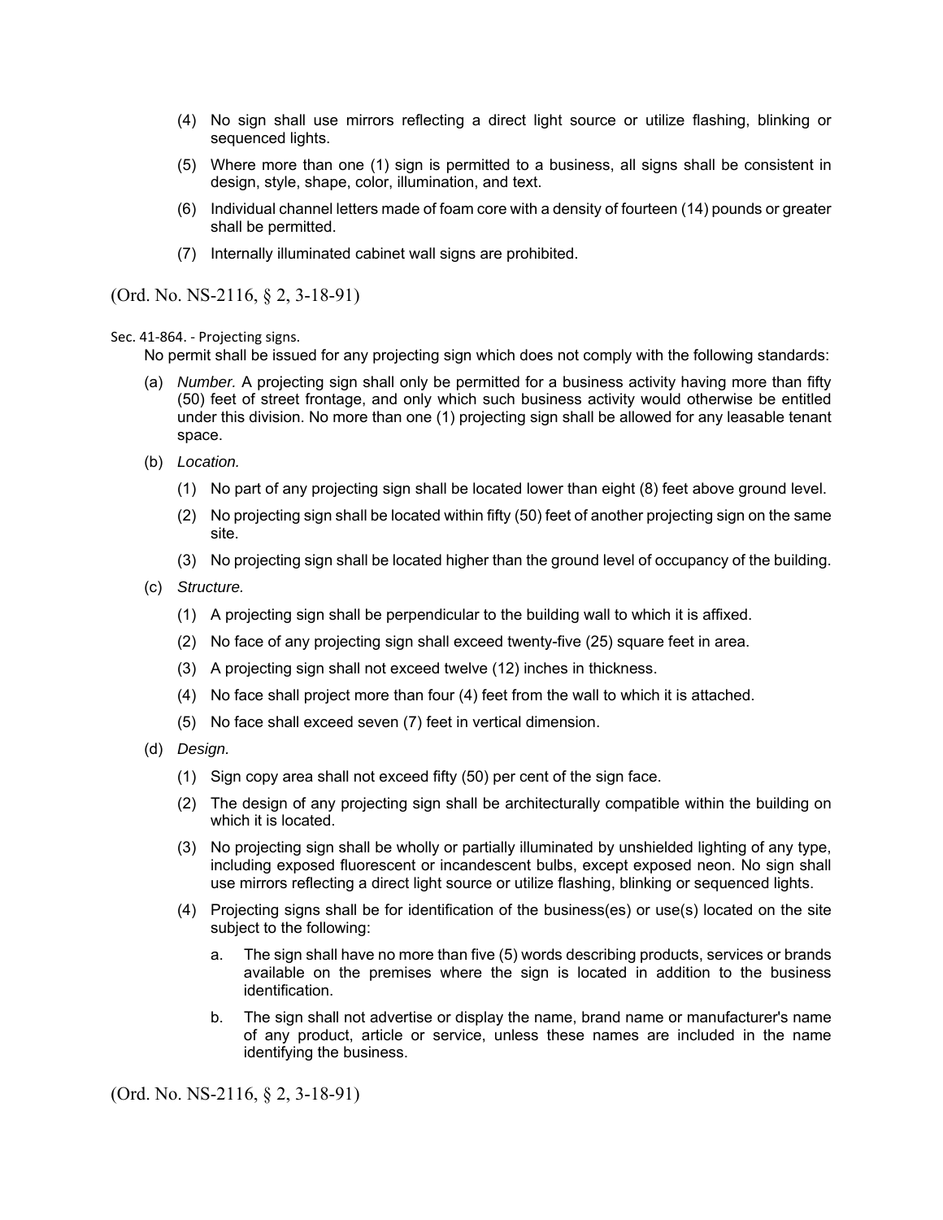(4) No sign shall use mirrors reflecting a direct light source or utilize flashing, blinking or sequenced lights.

(5) Where more than one (1) sign is permitted to a business, all signs shall be consistent in design, style, shape, color, illumination, and text.

(6) Individual channel letters made of foam core with a density of fourteen (14) pounds or greater shall be permitted.

(7) Internally illuminated cabinet wall signs are prohibited.

(Ord. No. NS-2116, § 2, 3-18-91)

Sec. 41-864. - Projecting signs.

No permit shall be issued for any projecting sign which does not comply with the following standards:

(a) *Number.* A projecting sign shall only be permitted for a business activity having more than fifty (50) feet of street frontage, and only which such business activity would otherwise be entitled under this division. No more than one (1) projecting sign shall be allowed for any leasable tenant space.

(b) *Location.*

(1) No part of any projecting sign shall be located lower than eight (8) feet above ground level.

(2) No projecting sign shall be located within fifty (50) feet of another projecting sign on the same site.

(3) No projecting sign shall be located higher than the ground level of occupancy of the building.

(c) *Structure.*

(1) A projecting sign shall be perpendicular to the building wall to which it is affixed.

(2) No face of any projecting sign shall exceed twenty-five (25) square feet in area.

(3) A projecting sign shall not exceed twelve (12) inches in thickness.

(4) No face shall project more than four (4) feet from the wall to which it is attached.

(5) No face shall exceed seven (7) feet in vertical dimension.

(d) *Design.*

(1) Sign copy area shall not exceed fifty (50) per cent of the sign face.

(2) The design of any projecting sign shall be architecturally compatible within the building on which it is located.

(3) No projecting sign shall be wholly or partially illuminated by unshielded lighting of any type, including exposed fluorescent or incandescent bulbs, except exposed neon. No sign shall use mirrors reflecting a direct light source or utilize flashing, blinking or sequenced lights.

(4) Projecting signs shall be for identification of the business(es) or use(s) located on the site subject to the following:

a. The sign shall have no more than five (5) words describing products, services or brands available on the premises where the sign is located in addition to the business identification.

b. The sign shall not advertise or display the name, brand name or manufacturer's name of any product, article or service, unless these names are included in the name identifying the business.

(Ord. No. NS-2116, § 2, 3-18-91)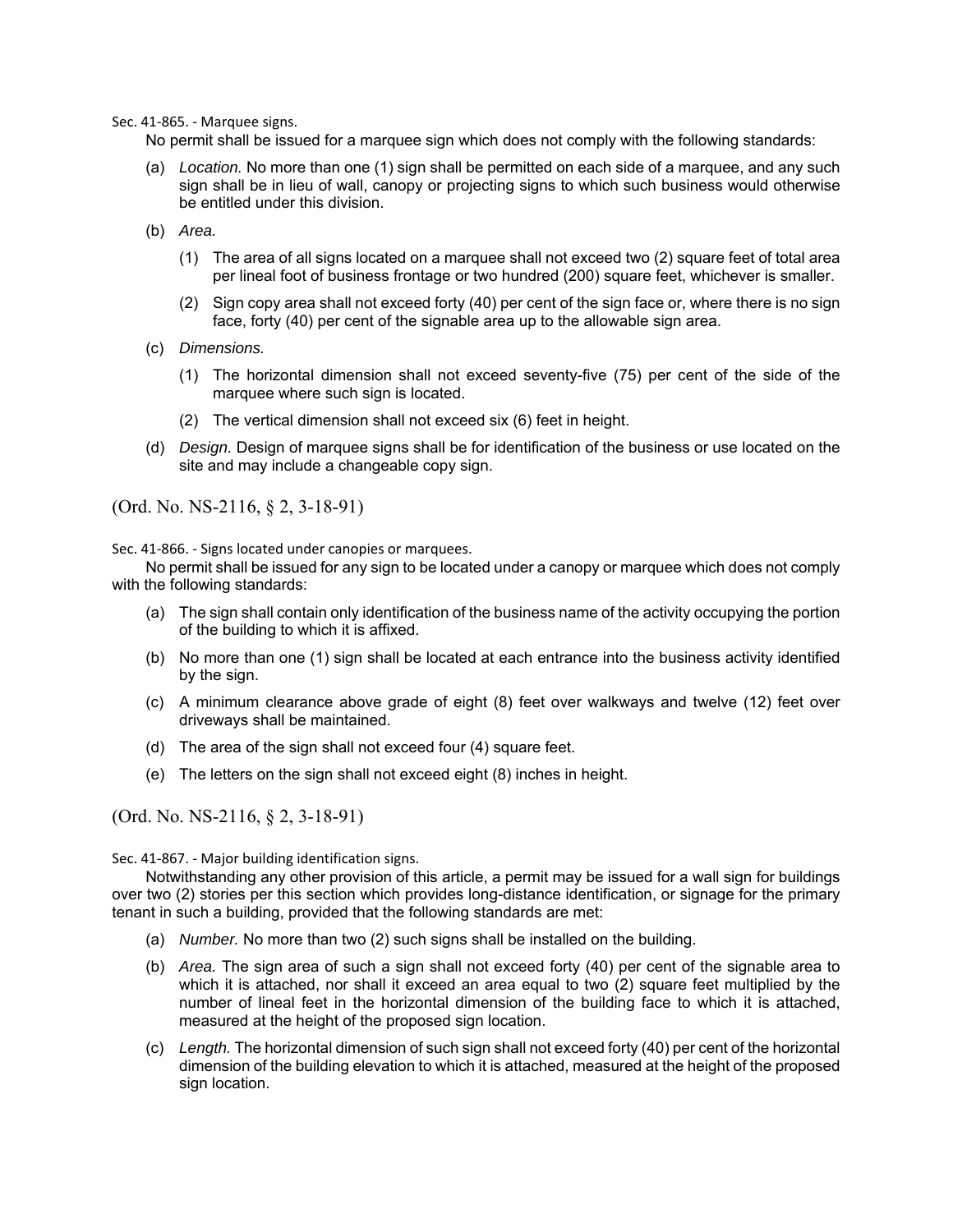Sec. 41-865. - Marquee signs.

No permit shall be issued for a marquee sign which does not comply with the following standards:

(a) *Location.* No more than one (1) sign shall be permitted on each side of a marquee, and any such sign shall be in lieu of wall, canopy or projecting signs to which such business would otherwise be entitled under this division.

(b) *Area.*

(1) The area of all signs located on a marquee shall not exceed two (2) square feet of total area per lineal foot of business frontage or two hundred (200) square feet, whichever is smaller.

(2) Sign copy area shall not exceed forty (40) per cent of the sign face or, where there is no sign face, forty (40) per cent of the signable area up to the allowable sign area.

(c) *Dimensions.*

(1) The horizontal dimension shall not exceed seventy-five (75) per cent of the side of the marquee where such sign is located.

(2) The vertical dimension shall not exceed six (6) feet in height.

(d) *Design.* Design of marquee signs shall be for identification of the business or use located on the site and may include a changeable copy sign.

(Ord. No. NS-2116, § 2, 3-18-91)

Sec. 41-866. - Signs located under canopies or marquees.

No permit shall be issued for any sign to be located under a canopy or marquee which does not comply with the following standards:

(a) The sign shall contain only identification of the business name of the activity occupying the portion of the building to which it is affixed.

(b) No more than one (1) sign shall be located at each entrance into the business activity identified by the sign.

(c) A minimum clearance above grade of eight (8) feet over walkways and twelve (12) feet over driveways shall be maintained.

(d) The area of the sign shall not exceed four (4) square feet.

(e) The letters on the sign shall not exceed eight (8) inches in height.

(Ord. No. NS-2116, § 2, 3-18-91)

Sec. 41-867. - Major building identification signs.

Notwithstanding any other provision of this article, a permit may be issued for a wall sign for buildings over two (2) stories per this section which provides long-distance identification, or signage for the primary tenant in such a building, provided that the following standards are met:

(a) *Number.* No more than two (2) such signs shall be installed on the building.

(b) *Area.* The sign area of such a sign shall not exceed forty (40) per cent of the signable area to which it is attached, nor shall it exceed an area equal to two (2) square feet multiplied by the number of lineal feet in the horizontal dimension of the building face to which it is attached, measured at the height of the proposed sign location.

(c) *Length.* The horizontal dimension of such sign shall not exceed forty (40) per cent of the horizontal dimension of the building elevation to which it is attached, measured at the height of the proposed sign location.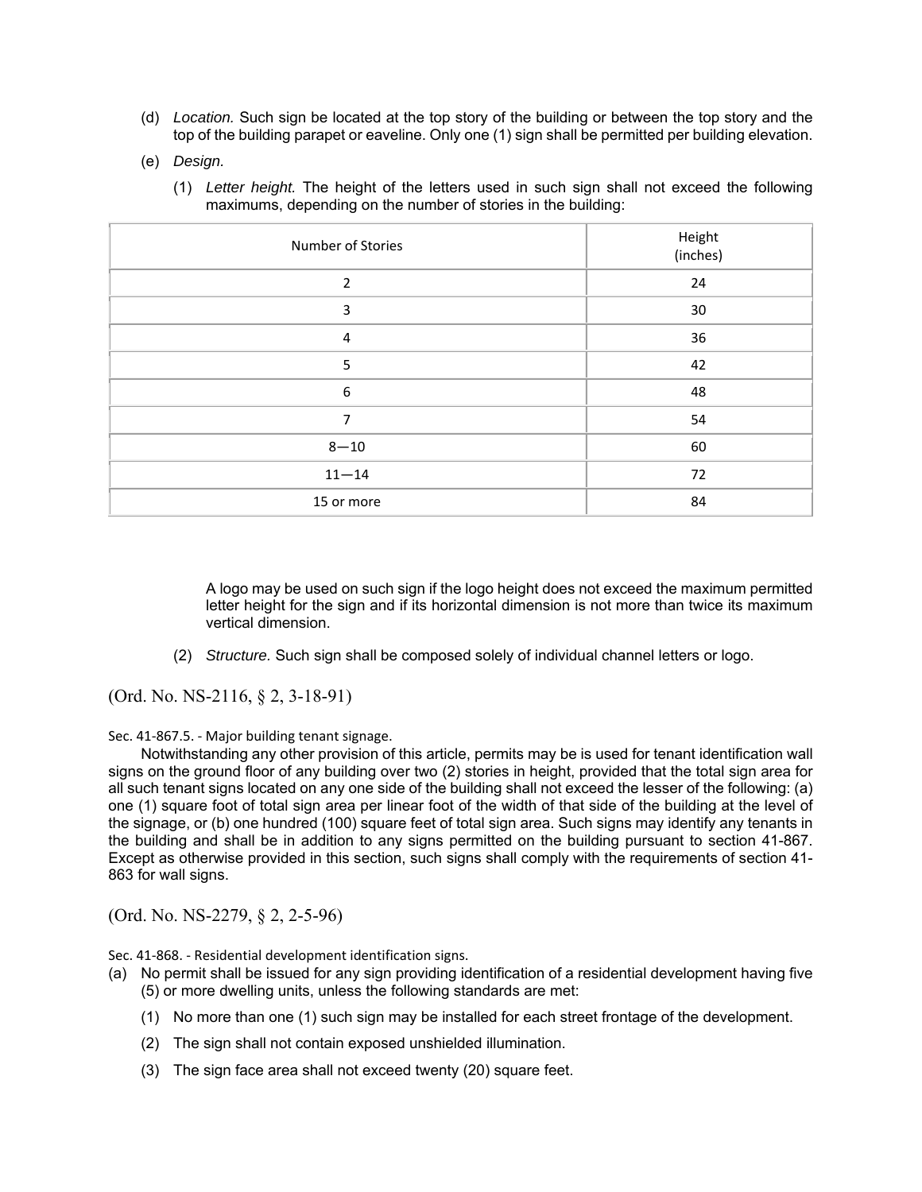(d) *Location.* Such sign be located at the top story of the building or between the top story and the top of the building parapet or eaveline. Only one (1) sign shall be permitted per building elevation.

(e) *Design.*

(1) *Letter height.* The height of the letters used in such sign shall not exceed the following maximums, depending on the number of stories in the building:

| Number of Stories | Height (inches) |
|---|---|
| 2 | 24 |
| 3 | 30 |
| 4 | 36 |
| 5 | 42 |
| 6 | 48 |
| 7 | 54 |
| 8—10 | 60 |
| 11—14 | 72 |
| 15 or more | 84 |

A logo may be used on such sign if the logo height does not exceed the maximum permitted letter height for the sign and if its horizontal dimension is not more than twice its maximum vertical dimension.

(2) *Structure.* Such sign shall be composed solely of individual channel letters or logo.

(Ord. No. NS-2116, § 2, 3-18-91)

Sec. 41-867.5. - Major building tenant signage.

Notwithstanding any other provision of this article, permits may be is used for tenant identification wall signs on the ground floor of any building over two (2) stories in height, provided that the total sign area for all such tenant signs located on any one side of the building shall not exceed the lesser of the following: (a) one (1) square foot of total sign area per linear foot of the width of that side of the building at the level of the signage, or (b) one hundred (100) square feet of total sign area. Such signs may identify any tenants in the building and shall be in addition to any signs permitted on the building pursuant to section 41-867. Except as otherwise provided in this section, such signs shall comply with the requirements of section 41-863 for wall signs.

(Ord. No. NS-2279, § 2, 2-5-96)

Sec. 41-868. - Residential development identification signs.

(a) No permit shall be issued for any sign providing identification of a residential development having five (5) or more dwelling units, unless the following standards are met:

(1) No more than one (1) such sign may be installed for each street frontage of the development.

(2) The sign shall not contain exposed unshielded illumination.

(3) The sign face area shall not exceed twenty (20) square feet.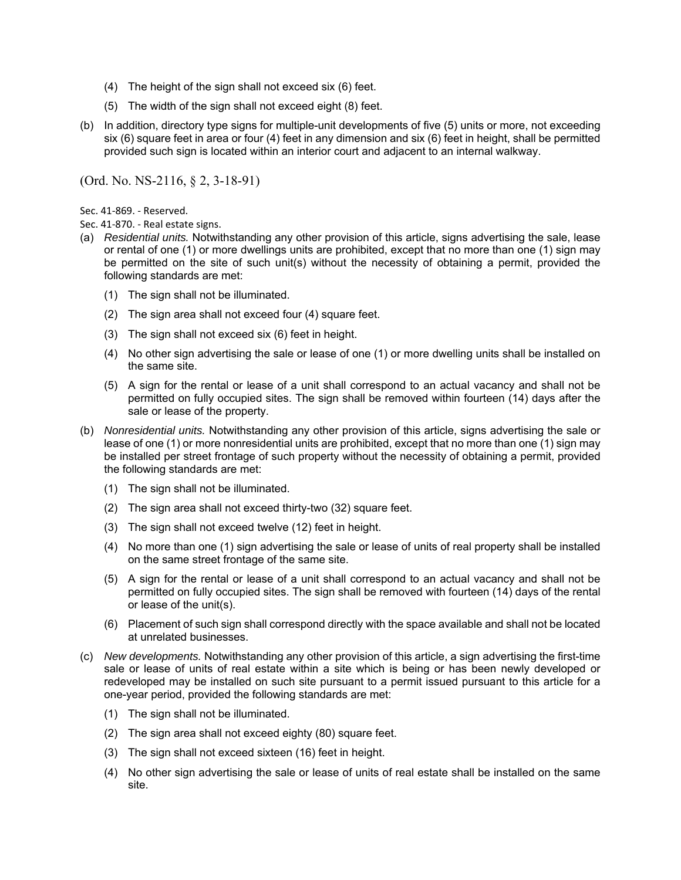(4) The height of the sign shall not exceed six (6) feet.

(5) The width of the sign shall not exceed eight (8) feet.

(b) In addition, directory type signs for multiple-unit developments of five (5) units or more, not exceeding six (6) square feet in area or four (4) feet in any dimension and six (6) feet in height, shall be permitted provided such sign is located within an interior court and adjacent to an internal walkway.

(Ord. No. NS-2116, § 2, 3-18-91)

Sec. 41-869. - Reserved.

Sec. 41-870. - Real estate signs.

(a) *Residential units.* Notwithstanding any other provision of this article, signs advertising the sale, lease or rental of one (1) or more dwellings units are prohibited, except that no more than one (1) sign may be permitted on the site of such unit(s) without the necessity of obtaining a permit, provided the following standards are met:

(1) The sign shall not be illuminated.

(2) The sign area shall not exceed four (4) square feet.

(3) The sign shall not exceed six (6) feet in height.

(4) No other sign advertising the sale or lease of one (1) or more dwelling units shall be installed on the same site.

(5) A sign for the rental or lease of a unit shall correspond to an actual vacancy and shall not be permitted on fully occupied sites. The sign shall be removed within fourteen (14) days after the sale or lease of the property.

(b) *Nonresidential units.* Notwithstanding any other provision of this article, signs advertising the sale or lease of one (1) or more nonresidential units are prohibited, except that no more than one (1) sign may be installed per street frontage of such property without the necessity of obtaining a permit, provided the following standards are met:

(1) The sign shall not be illuminated.

(2) The sign area shall not exceed thirty-two (32) square feet.

(3) The sign shall not exceed twelve (12) feet in height.

(4) No more than one (1) sign advertising the sale or lease of units of real property shall be installed on the same street frontage of the same site.

(5) A sign for the rental or lease of a unit shall correspond to an actual vacancy and shall not be permitted on fully occupied sites. The sign shall be removed with fourteen (14) days of the rental or lease of the unit(s).

(6) Placement of such sign shall correspond directly with the space available and shall not be located at unrelated businesses.

(c) *New developments.* Notwithstanding any other provision of this article, a sign advertising the first-time sale or lease of units of real estate within a site which is being or has been newly developed or redeveloped may be installed on such site pursuant to a permit issued pursuant to this article for a one-year period, provided the following standards are met:

(1) The sign shall not be illuminated.

(2) The sign area shall not exceed eighty (80) square feet.

(3) The sign shall not exceed sixteen (16) feet in height.

(4) No other sign advertising the sale or lease of units of real estate shall be installed on the same site.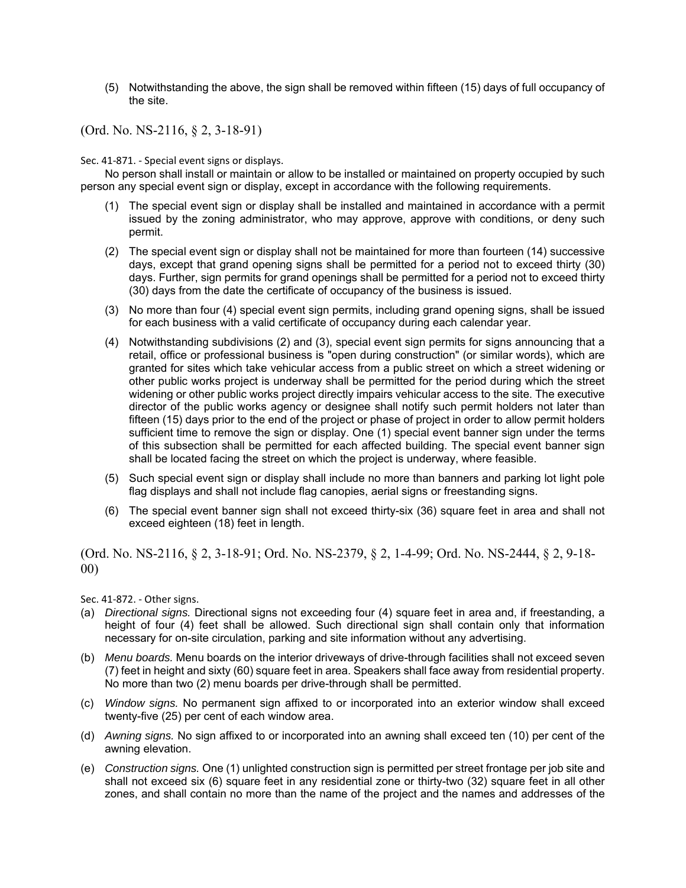(5) Notwithstanding the above, the sign shall be removed within fifteen (15) days of full occupancy of the site.

(Ord. No. NS-2116, § 2, 3-18-91)

### Sec. 41-871. - Special event signs or displays.

No person shall install or maintain or allow to be installed or maintained on property occupied by such person any special event sign or display, except in accordance with the following requirements.

(1) The special event sign or display shall be installed and maintained in accordance with a permit issued by the zoning administrator, who may approve, approve with conditions, or deny such permit.

(2) The special event sign or display shall not be maintained for more than fourteen (14) successive days, except that grand opening signs shall be permitted for a period not to exceed thirty (30) days. Further, sign permits for grand openings shall be permitted for a period not to exceed thirty (30) days from the date the certificate of occupancy of the business is issued.

(3) No more than four (4) special event sign permits, including grand opening signs, shall be issued for each business with a valid certificate of occupancy during each calendar year.

(4) Notwithstanding subdivisions (2) and (3), special event sign permits for signs announcing that a retail, office or professional business is "open during construction" (or similar words), which are granted for sites which take vehicular access from a public street on which a street widening or other public works project is underway shall be permitted for the period during which the street widening or other public works project directly impairs vehicular access to the site. The executive director of the public works agency or designee shall notify such permit holders not later than fifteen (15) days prior to the end of the project or phase of project in order to allow permit holders sufficient time to remove the sign or display. One (1) special event banner sign under the terms of this subsection shall be permitted for each affected building. The special event banner sign shall be located facing the street on which the project is underway, where feasible.

(5) Such special event sign or display shall include no more than banners and parking lot light pole flag displays and shall not include flag canopies, aerial signs or freestanding signs.

(6) The special event banner sign shall not exceed thirty-six (36) square feet in area and shall not exceed eighteen (18) feet in length.

(Ord. No. NS-2116, § 2, 3-18-91; Ord. No. NS-2379, § 2, 1-4-99; Ord. No. NS-2444, § 2, 9-18-00)

### Sec. 41-872. - Other signs.

(a) *Directional signs.* Directional signs not exceeding four (4) square feet in area and, if freestanding, a height of four (4) feet shall be allowed. Such directional sign shall contain only that information necessary for on-site circulation, parking and site information without any advertising.

(b) *Menu boards.* Menu boards on the interior driveways of drive-through facilities shall not exceed seven (7) feet in height and sixty (60) square feet in area. Speakers shall face away from residential property. No more than two (2) menu boards per drive-through shall be permitted.

(c) *Window signs.* No permanent sign affixed to or incorporated into an exterior window shall exceed twenty-five (25) per cent of each window area.

(d) *Awning signs.* No sign affixed to or incorporated into an awning shall exceed ten (10) per cent of the awning elevation.

(e) *Construction signs.* One (1) unlighted construction sign is permitted per street frontage per job site and shall not exceed six (6) square feet in any residential zone or thirty-two (32) square feet in all other zones, and shall contain no more than the name of the project and the names and addresses of the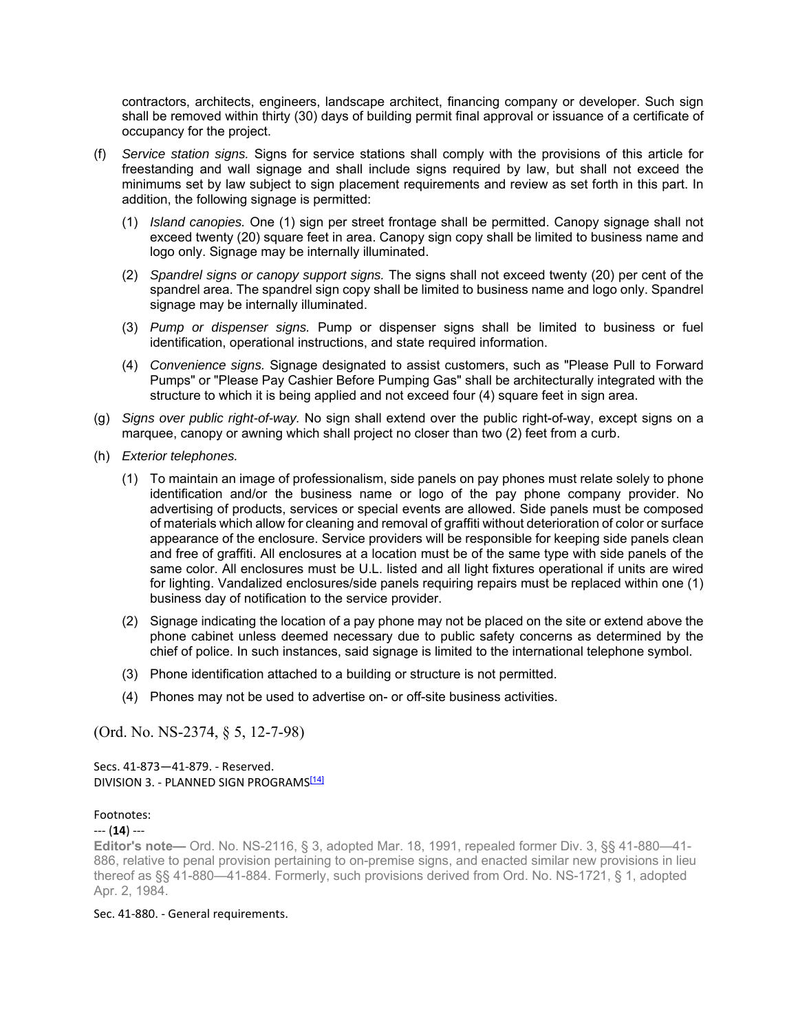contractors, architects, engineers, landscape architect, financing company or developer. Such sign shall be removed within thirty (30) days of building permit final approval or issuance of a certificate of occupancy for the project.

(f) *Service station signs.* Signs for service stations shall comply with the provisions of this article for freestanding and wall signage and shall include signs required by law, but shall not exceed the minimums set by law subject to sign placement requirements and review as set forth in this part. In addition, the following signage is permitted:

(1) *Island canopies.* One (1) sign per street frontage shall be permitted. Canopy signage shall not exceed twenty (20) square feet in area. Canopy sign copy shall be limited to business name and logo only. Signage may be internally illuminated.

(2) *Spandrel signs or canopy support signs.* The signs shall not exceed twenty (20) per cent of the spandrel area. The spandrel sign copy shall be limited to business name and logo only. Spandrel signage may be internally illuminated.

(3) *Pump or dispenser signs.* Pump or dispenser signs shall be limited to business or fuel identification, operational instructions, and state required information.

(4) *Convenience signs.* Signage designated to assist customers, such as "Please Pull to Forward Pumps" or "Please Pay Cashier Before Pumping Gas" shall be architecturally integrated with the structure to which it is being applied and not exceed four (4) square feet in sign area.

(g) *Signs over public right-of-way.* No sign shall extend over the public right-of-way, except signs on a marquee, canopy or awning which shall project no closer than two (2) feet from a curb.

(h) *Exterior telephones.*

(1) To maintain an image of professionalism, side panels on pay phones must relate solely to phone identification and/or the business name or logo of the pay phone company provider. No advertising of products, services or special events are allowed. Side panels must be composed of materials which allow for cleaning and removal of graffiti without deterioration of color or surface appearance of the enclosure. Service providers will be responsible for keeping side panels clean and free of graffiti. All enclosures at a location must be of the same type with side panels of the same color. All enclosures must be U.L. listed and all light fixtures operational if units are wired for lighting. Vandalized enclosures/side panels requiring repairs must be replaced within one (1) business day of notification to the service provider.

(2) Signage indicating the location of a pay phone may not be placed on the site or extend above the phone cabinet unless deemed necessary due to public safety concerns as determined by the chief of police. In such instances, said signage is limited to the international telephone symbol.

(3) Phone identification attached to a building or structure is not permitted.

(4) Phones may not be used to advertise on- or off-site business activities.

(Ord. No. NS-2374, § 5, 12-7-98)

Secs. 41-873—41-879. - Reserved.

DIVISION 3. - PLANNED SIGN PROGRAMS[14]

Footnotes:

--- (**14**) ---

**Editor's note—** Ord. No. NS-2116, § 3, adopted Mar. 18, 1991, repealed former Div. 3, §§ 41-880—41-886, relative to penal provision pertaining to on-premise signs, and enacted similar new provisions in lieu thereof as §§ 41-880—41-884. Formerly, such provisions derived from Ord. No. NS-1721, § 1, adopted Apr. 2, 1984.

Sec. 41-880. - General requirements.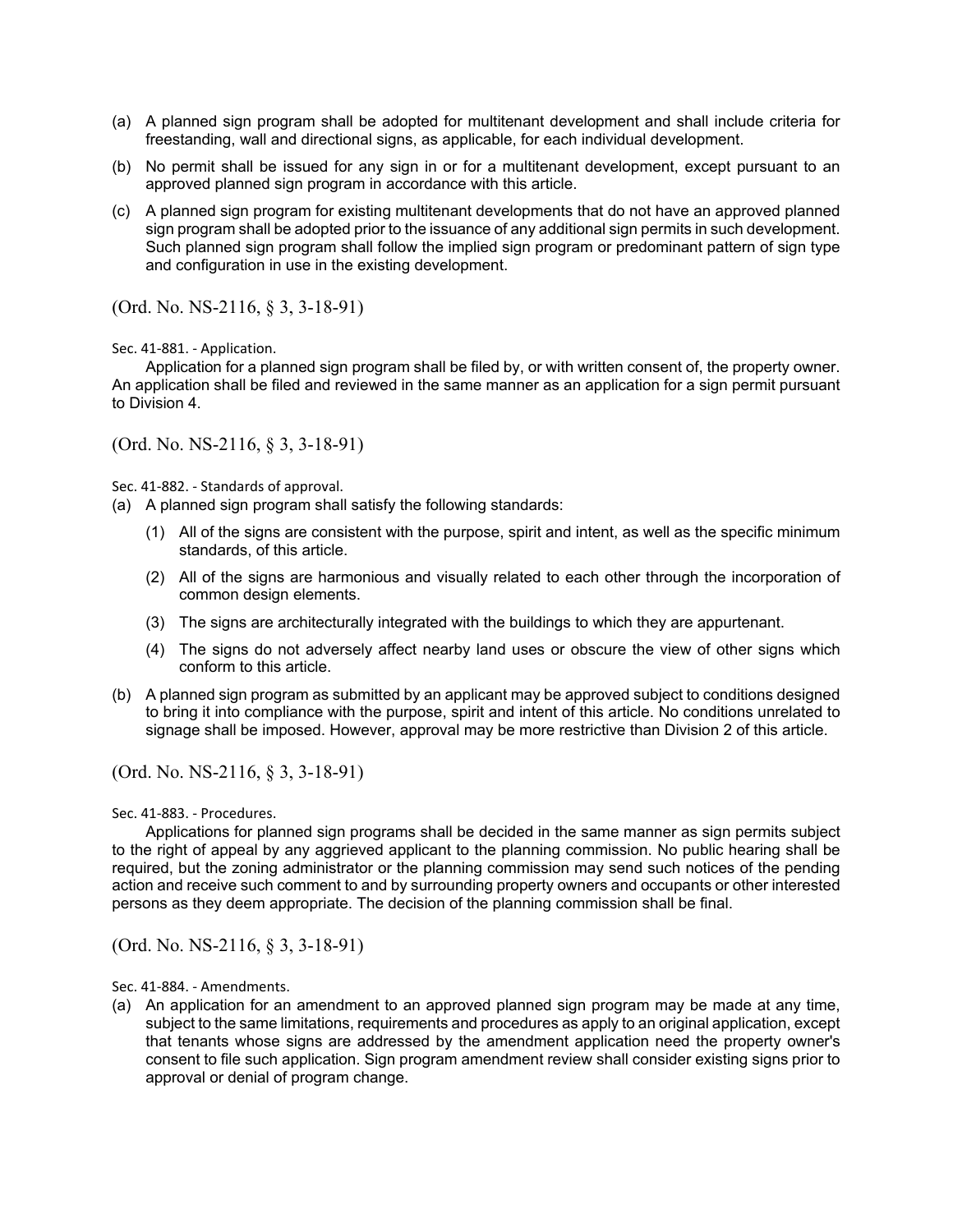(a) A planned sign program shall be adopted for multitenant development and shall include criteria for freestanding, wall and directional signs, as applicable, for each individual development.

(b) No permit shall be issued for any sign in or for a multitenant development, except pursuant to an approved planned sign program in accordance with this article.

(c) A planned sign program for existing multitenant developments that do not have an approved planned sign program shall be adopted prior to the issuance of any additional sign permits in such development. Such planned sign program shall follow the implied sign program or predominant pattern of sign type and configuration in use in the existing development.

(Ord. No. NS-2116, § 3, 3-18-91)

Sec. 41-881. - Application.

Application for a planned sign program shall be filed by, or with written consent of, the property owner. An application shall be filed and reviewed in the same manner as an application for a sign permit pursuant to Division 4.

(Ord. No. NS-2116, § 3, 3-18-91)

Sec. 41-882. - Standards of approval.

(a) A planned sign program shall satisfy the following standards:

    (1) All of the signs are consistent with the purpose, spirit and intent, as well as the specific minimum standards, of this article.

    (2) All of the signs are harmonious and visually related to each other through the incorporation of common design elements.

    (3) The signs are architecturally integrated with the buildings to which they are appurtenant.

    (4) The signs do not adversely affect nearby land uses or obscure the view of other signs which conform to this article.

(b) A planned sign program as submitted by an applicant may be approved subject to conditions designed to bring it into compliance with the purpose, spirit and intent of this article. No conditions unrelated to signage shall be imposed. However, approval may be more restrictive than Division 2 of this article.

(Ord. No. NS-2116, § 3, 3-18-91)

Sec. 41-883. - Procedures.

Applications for planned sign programs shall be decided in the same manner as sign permits subject to the right of appeal by any aggrieved applicant to the planning commission. No public hearing shall be required, but the zoning administrator or the planning commission may send such notices of the pending action and receive such comment to and by surrounding property owners and occupants or other interested persons as they deem appropriate. The decision of the planning commission shall be final.

(Ord. No. NS-2116, § 3, 3-18-91)

Sec. 41-884. - Amendments.

(a) An application for an amendment to an approved planned sign program may be made at any time, subject to the same limitations, requirements and procedures as apply to an original application, except that tenants whose signs are addressed by the amendment application need the property owner's consent to file such application. Sign program amendment review shall consider existing signs prior to approval or denial of program change.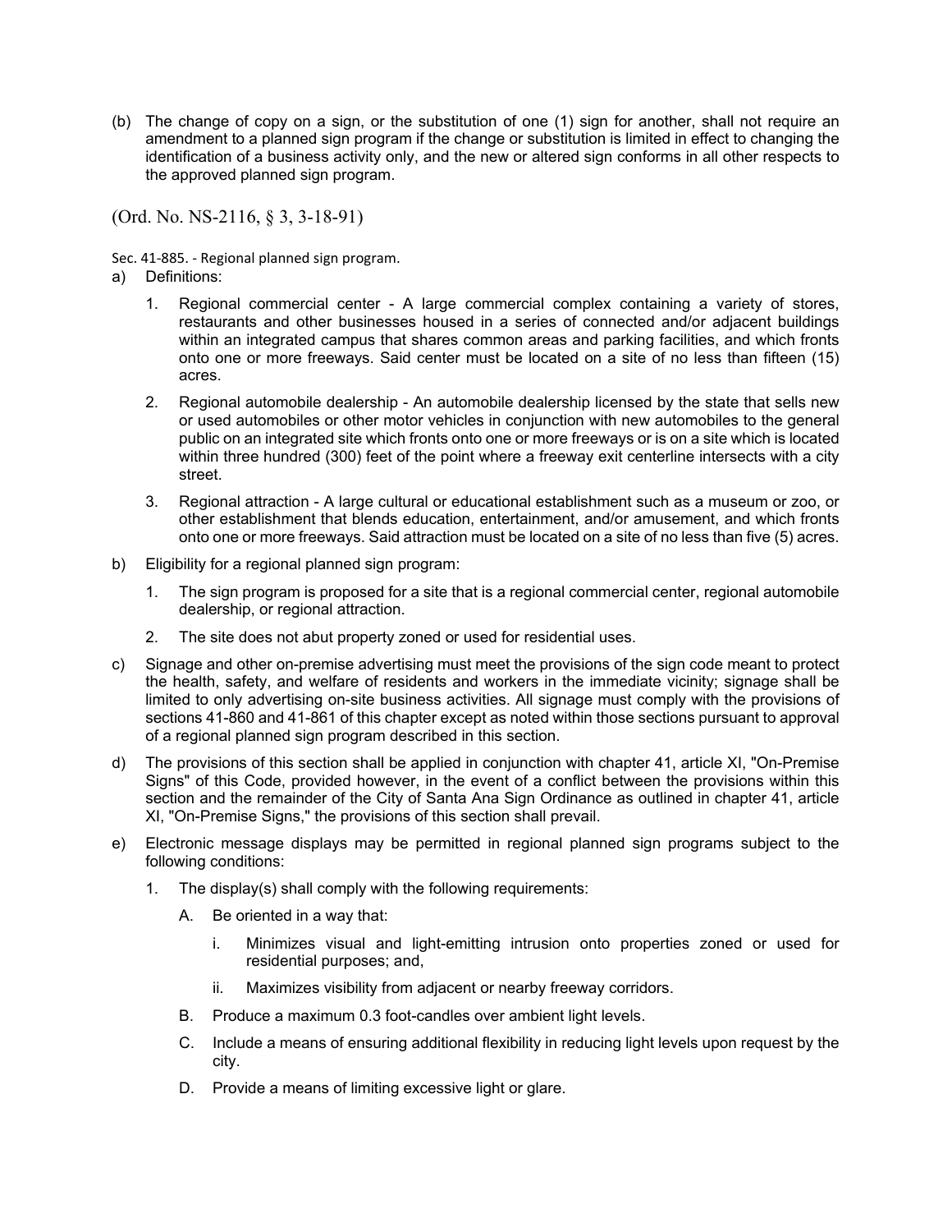(b) The change of copy on a sign, or the substitution of one (1) sign for another, shall not require an amendment to a planned sign program if the change or substitution is limited in effect to changing the identification of a business activity only, and the new or altered sign conforms in all other respects to the approved planned sign program.

(Ord. No. NS-2116, § 3, 3-18-91)

Sec. 41-885. - Regional planned sign program.

a) Definitions:

   1. Regional commercial center - A large commercial complex containing a variety of stores, restaurants and other businesses housed in a series of connected and/or adjacent buildings within an integrated campus that shares common areas and parking facilities, and which fronts onto one or more freeways. Said center must be located on a site of no less than fifteen (15) acres.

   2. Regional automobile dealership - An automobile dealership licensed by the state that sells new or used automobiles or other motor vehicles in conjunction with new automobiles to the general public on an integrated site which fronts onto one or more freeways or is on a site which is located within three hundred (300) feet of the point where a freeway exit centerline intersects with a city street.

   3. Regional attraction - A large cultural or educational establishment such as a museum or zoo, or other establishment that blends education, entertainment, and/or amusement, and which fronts onto one or more freeways. Said attraction must be located on a site of no less than five (5) acres.

b) Eligibility for a regional planned sign program:

   1. The sign program is proposed for a site that is a regional commercial center, regional automobile dealership, or regional attraction.

   2. The site does not abut property zoned or used for residential uses.

c) Signage and other on-premise advertising must meet the provisions of the sign code meant to protect the health, safety, and welfare of residents and workers in the immediate vicinity; signage shall be limited to only advertising on-site business activities. All signage must comply with the provisions of sections 41-860 and 41-861 of this chapter except as noted within those sections pursuant to approval of a regional planned sign program described in this section.

d) The provisions of this section shall be applied in conjunction with chapter 41, article XI, "On-Premise Signs" of this Code, provided however, in the event of a conflict between the provisions within this section and the remainder of the City of Santa Ana Sign Ordinance as outlined in chapter 41, article XI, "On-Premise Signs," the provisions of this section shall prevail.

e) Electronic message displays may be permitted in regional planned sign programs subject to the following conditions:

   1. The display(s) shall comply with the following requirements:

      A. Be oriented in a way that:

         i. Minimizes visual and light-emitting intrusion onto properties zoned or used for residential purposes; and,

         ii. Maximizes visibility from adjacent or nearby freeway corridors.

      B. Produce a maximum 0.3 foot-candles over ambient light levels.

      C. Include a means of ensuring additional flexibility in reducing light levels upon request by the city.

      D. Provide a means of limiting excessive light or glare.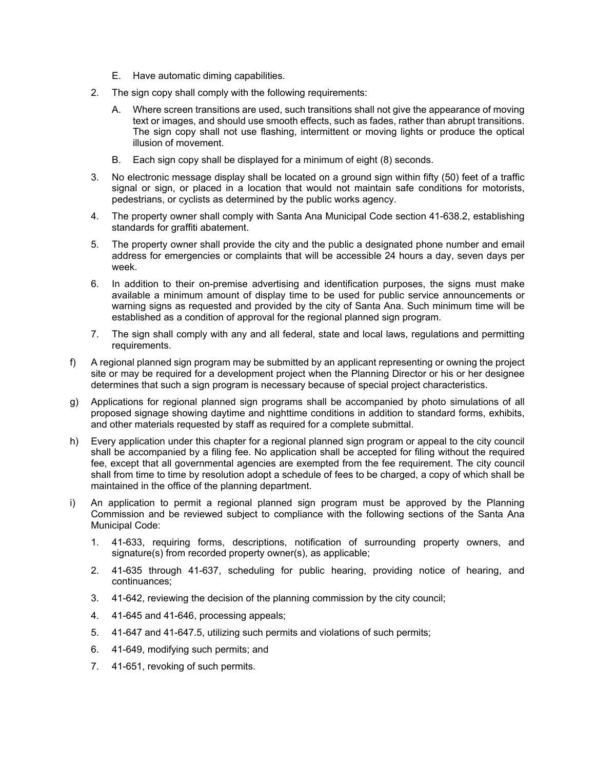E. Have automatic diming capabilities.

2. The sign copy shall comply with the following requirements:

   A. Where screen transitions are used, such transitions shall not give the appearance of moving text or images, and should use smooth effects, such as fades, rather than abrupt transitions. The sign copy shall not use flashing, intermittent or moving lights or produce the optical illusion of movement.

   B. Each sign copy shall be displayed for a minimum of eight (8) seconds.

3. No electronic message display shall be located on a ground sign within fifty (50) feet of a traffic signal or sign, or placed in a location that would not maintain safe conditions for motorists, pedestrians, or cyclists as determined by the public works agency.

4. The property owner shall comply with Santa Ana Municipal Code section 41-638.2, establishing standards for graffiti abatement.

5. The property owner shall provide the city and the public a designated phone number and email address for emergencies or complaints that will be accessible 24 hours a day, seven days per week.

6. In addition to their on-premise advertising and identification purposes, the signs must make available a minimum amount of display time to be used for public service announcements or warning signs as requested and provided by the city of Santa Ana. Such minimum time will be established as a condition of approval for the regional planned sign program.

7. The sign shall comply with any and all federal, state and local laws, regulations and permitting requirements.

f) A regional planned sign program may be submitted by an applicant representing or owning the project site or may be required for a development project when the Planning Director or his or her designee determines that such a sign program is necessary because of special project characteristics.

g) Applications for regional planned sign programs shall be accompanied by photo simulations of all proposed signage showing daytime and nighttime conditions in addition to standard forms, exhibits, and other materials requested by staff as required for a complete submittal.

h) Every application under this chapter for a regional planned sign program or appeal to the city council shall be accompanied by a filing fee. No application shall be accepted for filing without the required fee, except that all governmental agencies are exempted from the fee requirement. The city council shall from time to time by resolution adopt a schedule of fees to be charged, a copy of which shall be maintained in the office of the planning department.

i) An application to permit a regional planned sign program must be approved by the Planning Commission and be reviewed subject to compliance with the following sections of the Santa Ana Municipal Code:

   1. 41-633, requiring forms, descriptions, notification of surrounding property owners, and signature(s) from recorded property owner(s), as applicable;

   2. 41-635 through 41-637, scheduling for public hearing, providing notice of hearing, and continuances;

   3. 41-642, reviewing the decision of the planning commission by the city council;

   4. 41-645 and 41-646, processing appeals;

   5. 41-647 and 41-647.5, utilizing such permits and violations of such permits;

   6. 41-649, modifying such permits; and

   7. 41-651, revoking of such permits.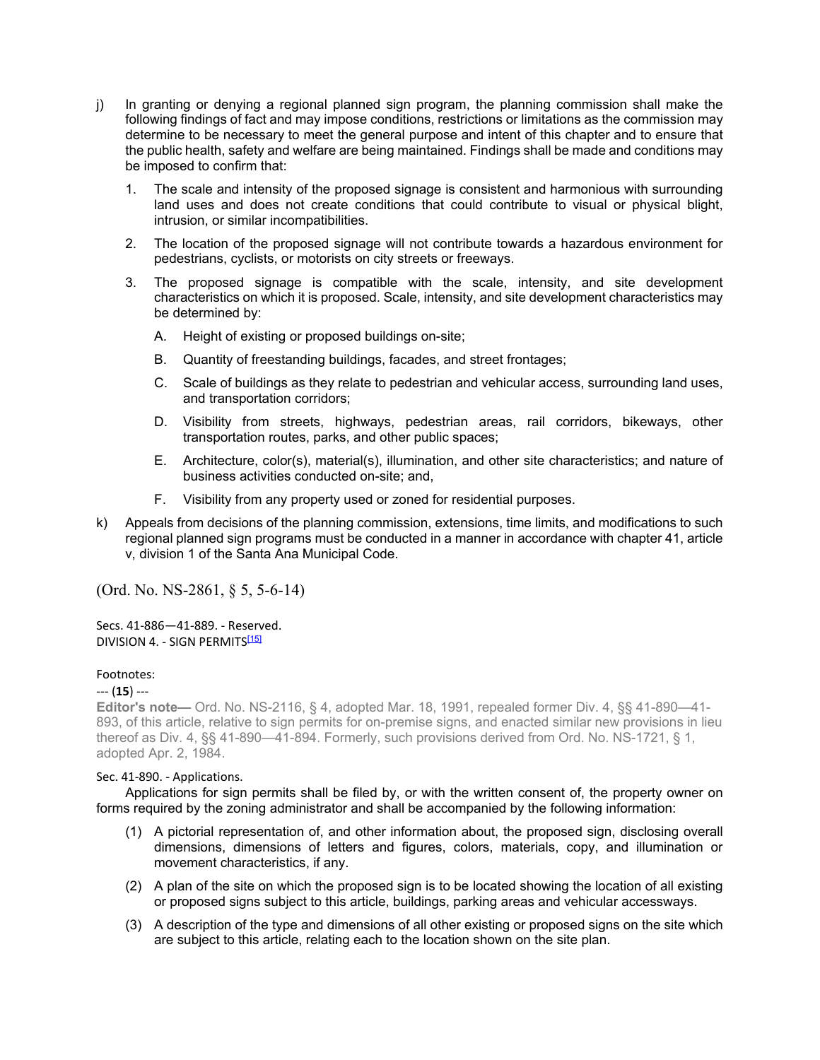j) In granting or denying a regional planned sign program, the planning commission shall make the following findings of fact and may impose conditions, restrictions or limitations as the commission may determine to be necessary to meet the general purpose and intent of this chapter and to ensure that the public health, safety and welfare are being maintained. Findings shall be made and conditions may be imposed to confirm that:

   1. The scale and intensity of the proposed signage is consistent and harmonious with surrounding land uses and does not create conditions that could contribute to visual or physical blight, intrusion, or similar incompatibilities.

   2. The location of the proposed signage will not contribute towards a hazardous environment for pedestrians, cyclists, or motorists on city streets or freeways.

   3. The proposed signage is compatible with the scale, intensity, and site development characteristics on which it is proposed. Scale, intensity, and site development characteristics may be determined by:

      A. Height of existing or proposed buildings on-site;

      B. Quantity of freestanding buildings, facades, and street frontages;

      C. Scale of buildings as they relate to pedestrian and vehicular access, surrounding land uses, and transportation corridors;

      D. Visibility from streets, highways, pedestrian areas, rail corridors, bikeways, other transportation routes, parks, and other public spaces;

      E. Architecture, color(s), material(s), illumination, and other site characteristics; and nature of business activities conducted on-site; and,

      F. Visibility from any property used or zoned for residential purposes.

k) Appeals from decisions of the planning commission, extensions, time limits, and modifications to such regional planned sign programs must be conducted in a manner in accordance with chapter 41, article v, division 1 of the Santa Ana Municipal Code.

(Ord. No. NS-2861, § 5, 5-6-14)

Secs. 41-886—41-889. - Reserved.

DIVISION 4. - SIGN PERMITS[15]

Footnotes:

--- (**15**) ---

**Editor's note—** Ord. No. NS-2116, § 4, adopted Mar. 18, 1991, repealed former Div. 4, §§ 41-890—41-893, of this article, relative to sign permits for on-premise signs, and enacted similar new provisions in lieu thereof as Div. 4, §§ 41-890—41-894. Formerly, such provisions derived from Ord. No. NS-1721, § 1, adopted Apr. 2, 1984.

Sec. 41-890. - Applications.

Applications for sign permits shall be filed by, or with the written consent of, the property owner on forms required by the zoning administrator and shall be accompanied by the following information:

(1) A pictorial representation of, and other information about, the proposed sign, disclosing overall dimensions, dimensions of letters and figures, colors, materials, copy, and illumination or movement characteristics, if any.

(2) A plan of the site on which the proposed sign is to be located showing the location of all existing or proposed signs subject to this article, buildings, parking areas and vehicular accessways.

(3) A description of the type and dimensions of all other existing or proposed signs on the site which are subject to this article, relating each to the location shown on the site plan.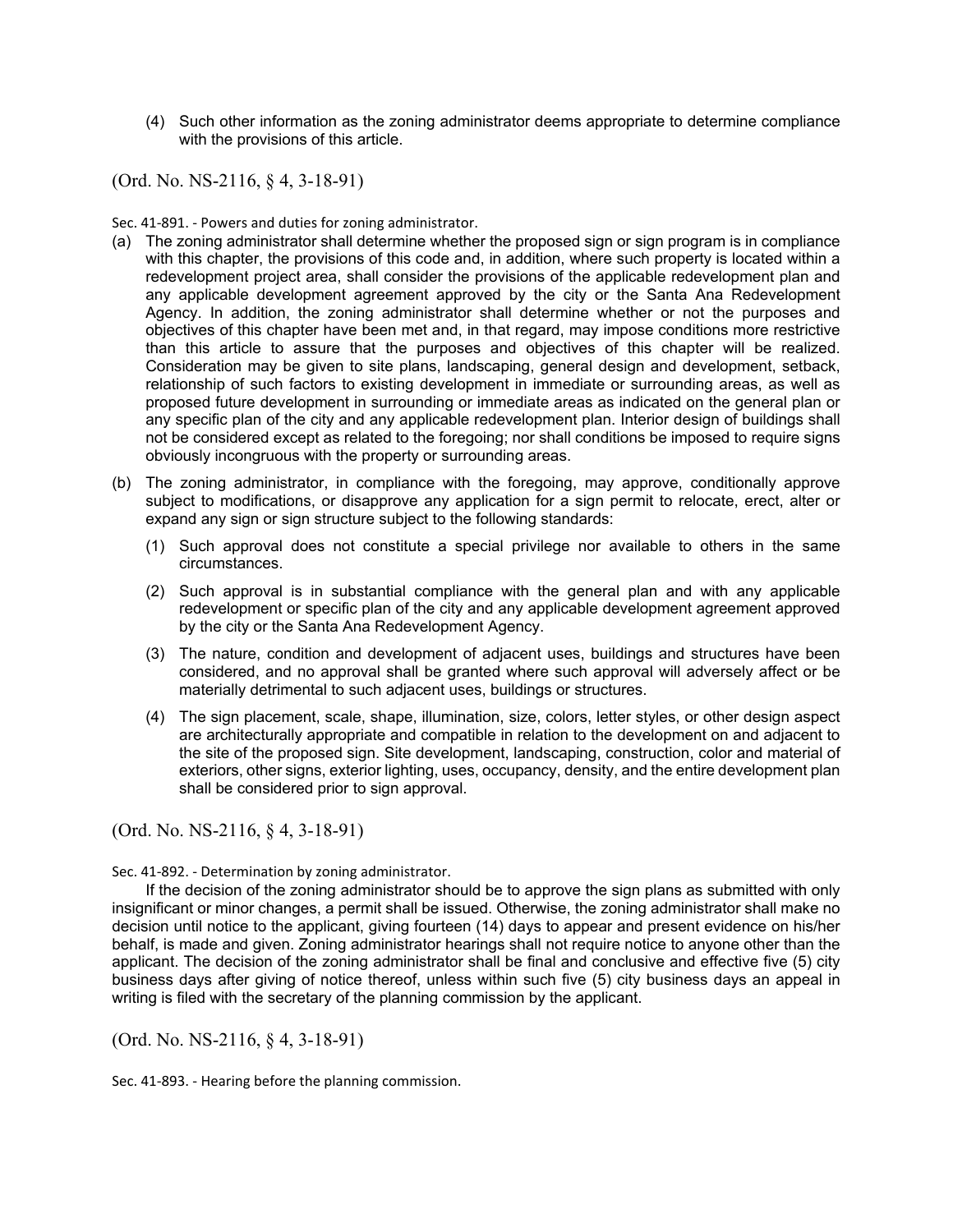(4) Such other information as the zoning administrator deems appropriate to determine compliance with the provisions of this article.

(Ord. No. NS-2116, § 4, 3-18-91)

Sec. 41-891. - Powers and duties for zoning administrator.

(a) The zoning administrator shall determine whether the proposed sign or sign program is in compliance with this chapter, the provisions of this code and, in addition, where such property is located within a redevelopment project area, shall consider the provisions of the applicable redevelopment plan and any applicable development agreement approved by the city or the Santa Ana Redevelopment Agency. In addition, the zoning administrator shall determine whether or not the purposes and objectives of this chapter have been met and, in that regard, may impose conditions more restrictive than this article to assure that the purposes and objectives of this chapter will be realized. Consideration may be given to site plans, landscaping, general design and development, setback, relationship of such factors to existing development in immediate or surrounding areas, as well as proposed future development in surrounding or immediate areas as indicated on the general plan or any specific plan of the city and any applicable redevelopment plan. Interior design of buildings shall not be considered except as related to the foregoing; nor shall conditions be imposed to require signs obviously incongruous with the property or surrounding areas.

(b) The zoning administrator, in compliance with the foregoing, may approve, conditionally approve subject to modifications, or disapprove any application for a sign permit to relocate, erect, alter or expand any sign or sign structure subject to the following standards:

   (1) Such approval does not constitute a special privilege nor available to others in the same circumstances.

   (2) Such approval is in substantial compliance with the general plan and with any applicable redevelopment or specific plan of the city and any applicable development agreement approved by the city or the Santa Ana Redevelopment Agency.

   (3) The nature, condition and development of adjacent uses, buildings and structures have been considered, and no approval shall be granted where such approval will adversely affect or be materially detrimental to such adjacent uses, buildings or structures.

   (4) The sign placement, scale, shape, illumination, size, colors, letter styles, or other design aspect are architecturally appropriate and compatible in relation to the development on and adjacent to the site of the proposed sign. Site development, landscaping, construction, color and material of exteriors, other signs, exterior lighting, uses, occupancy, density, and the entire development plan shall be considered prior to sign approval.

(Ord. No. NS-2116, § 4, 3-18-91)

Sec. 41-892. - Determination by zoning administrator.

If the decision of the zoning administrator should be to approve the sign plans as submitted with only insignificant or minor changes, a permit shall be issued. Otherwise, the zoning administrator shall make no decision until notice to the applicant, giving fourteen (14) days to appear and present evidence on his/her behalf, is made and given. Zoning administrator hearings shall not require notice to anyone other than the applicant. The decision of the zoning administrator shall be final and conclusive and effective five (5) city business days after giving of notice thereof, unless within such five (5) city business days an appeal in writing is filed with the secretary of the planning commission by the applicant.

(Ord. No. NS-2116, § 4, 3-18-91)

Sec. 41-893. - Hearing before the planning commission.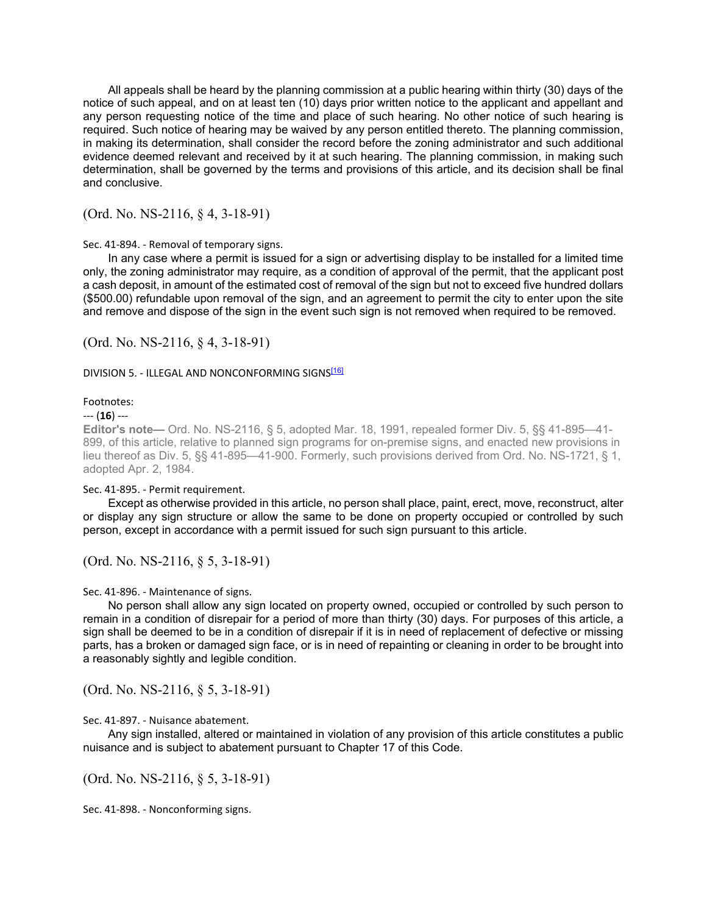All appeals shall be heard by the planning commission at a public hearing within thirty (30) days of the notice of such appeal, and on at least ten (10) days prior written notice to the applicant and appellant and any person requesting notice of the time and place of such hearing. No other notice of such hearing is required. Such notice of hearing may be waived by any person entitled thereto. The planning commission, in making its determination, shall consider the record before the zoning administrator and such additional evidence deemed relevant and received by it at such hearing. The planning commission, in making such determination, shall be governed by the terms and provisions of this article, and its decision shall be final and conclusive.

(Ord. No. NS-2116, § 4, 3-18-91)

### Sec. 41-894. - Removal of temporary signs.

In any case where a permit is issued for a sign or advertising display to be installed for a limited time only, the zoning administrator may require, as a condition of approval of the permit, that the applicant post a cash deposit, in amount of the estimated cost of removal of the sign but not to exceed five hundred dollars ($500.00) refundable upon removal of the sign, and an agreement to permit the city to enter upon the site and remove and dispose of the sign in the event such sign is not removed when required to be removed.

(Ord. No. NS-2116, § 4, 3-18-91)

## DIVISION 5. - ILLEGAL AND NONCONFORMING SIGNS[16]

Footnotes:

--- (**16**) ---

**Editor's note—** Ord. No. NS-2116, § 5, adopted Mar. 18, 1991, repealed former Div. 5, §§ 41-895—41-899, of this article, relative to planned sign programs for on-premise signs, and enacted new provisions in lieu thereof as Div. 5, §§ 41-895—41-900. Formerly, such provisions derived from Ord. No. NS-1721, § 1, adopted Apr. 2, 1984.

### Sec. 41-895. - Permit requirement.

Except as otherwise provided in this article, no person shall place, paint, erect, move, reconstruct, alter or display any sign structure or allow the same to be done on property occupied or controlled by such person, except in accordance with a permit issued for such sign pursuant to this article.

(Ord. No. NS-2116, § 5, 3-18-91)

### Sec. 41-896. - Maintenance of signs.

No person shall allow any sign located on property owned, occupied or controlled by such person to remain in a condition of disrepair for a period of more than thirty (30) days. For purposes of this article, a sign shall be deemed to be in a condition of disrepair if it is in need of replacement of defective or missing parts, has a broken or damaged sign face, or is in need of repainting or cleaning in order to be brought into a reasonably sightly and legible condition.

(Ord. No. NS-2116, § 5, 3-18-91)

### Sec. 41-897. - Nuisance abatement.

Any sign installed, altered or maintained in violation of any provision of this article constitutes a public nuisance and is subject to abatement pursuant to Chapter 17 of this Code.

(Ord. No. NS-2116, § 5, 3-18-91)

### Sec. 41-898. - Nonconforming signs.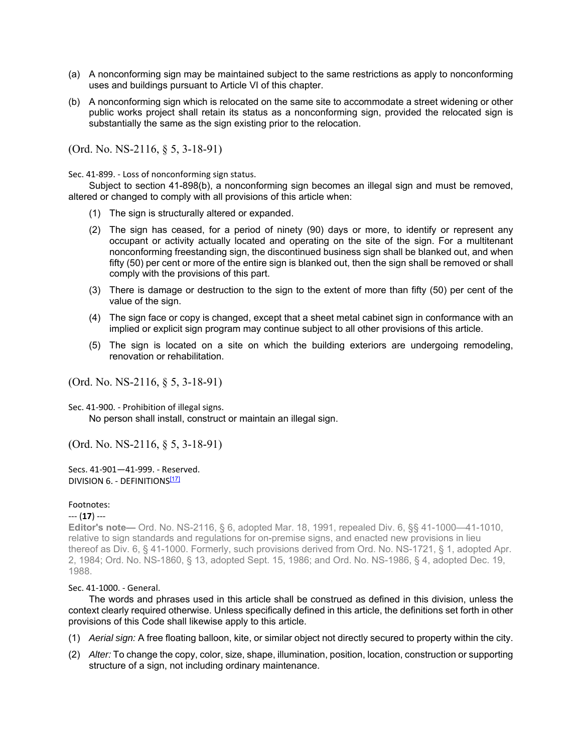(a) A nonconforming sign may be maintained subject to the same restrictions as apply to nonconforming uses and buildings pursuant to Article VI of this chapter.

(b) A nonconforming sign which is relocated on the same site to accommodate a street widening or other public works project shall retain its status as a nonconforming sign, provided the relocated sign is substantially the same as the sign existing prior to the relocation.

(Ord. No. NS-2116, § 5, 3-18-91)

Sec. 41-899. - Loss of nonconforming sign status.

Subject to section 41-898(b), a nonconforming sign becomes an illegal sign and must be removed, altered or changed to comply with all provisions of this article when:

(1) The sign is structurally altered or expanded.

(2) The sign has ceased, for a period of ninety (90) days or more, to identify or represent any occupant or activity actually located and operating on the site of the sign. For a multitenant nonconforming freestanding sign, the discontinued business sign shall be blanked out, and when fifty (50) per cent or more of the entire sign is blanked out, then the sign shall be removed or shall comply with the provisions of this part.

(3) There is damage or destruction to the sign to the extent of more than fifty (50) per cent of the value of the sign.

(4) The sign face or copy is changed, except that a sheet metal cabinet sign in conformance with an implied or explicit sign program may continue subject to all other provisions of this article.

(5) The sign is located on a site on which the building exteriors are undergoing remodeling, renovation or rehabilitation.

(Ord. No. NS-2116, § 5, 3-18-91)

Sec. 41-900. - Prohibition of illegal signs.

No person shall install, construct or maintain an illegal sign.

(Ord. No. NS-2116, § 5, 3-18-91)

Secs. 41-901—41-999. - Reserved.

DIVISION 6. - DEFINITIONS[17]

Footnotes:

--- (**17**) ---

**Editor's note—** Ord. No. NS-2116, § 6, adopted Mar. 18, 1991, repealed Div. 6, §§ 41-1000—41-1010, relative to sign standards and regulations for on-premise signs, and enacted new provisions in lieu thereof as Div. 6, § 41-1000. Formerly, such provisions derived from Ord. No. NS-1721, § 1, adopted Apr. 2, 1984; Ord. No. NS-1860, § 13, adopted Sept. 15, 1986; and Ord. No. NS-1986, § 4, adopted Dec. 19, 1988.

Sec. 41-1000. - General.

The words and phrases used in this article shall be construed as defined in this division, unless the context clearly required otherwise. Unless specifically defined in this article, the definitions set forth in other provisions of this Code shall likewise apply to this article.

(1) *Aerial sign:* A free floating balloon, kite, or similar object not directly secured to property within the city.

(2) *Alter:* To change the copy, color, size, shape, illumination, position, location, construction or supporting structure of a sign, not including ordinary maintenance.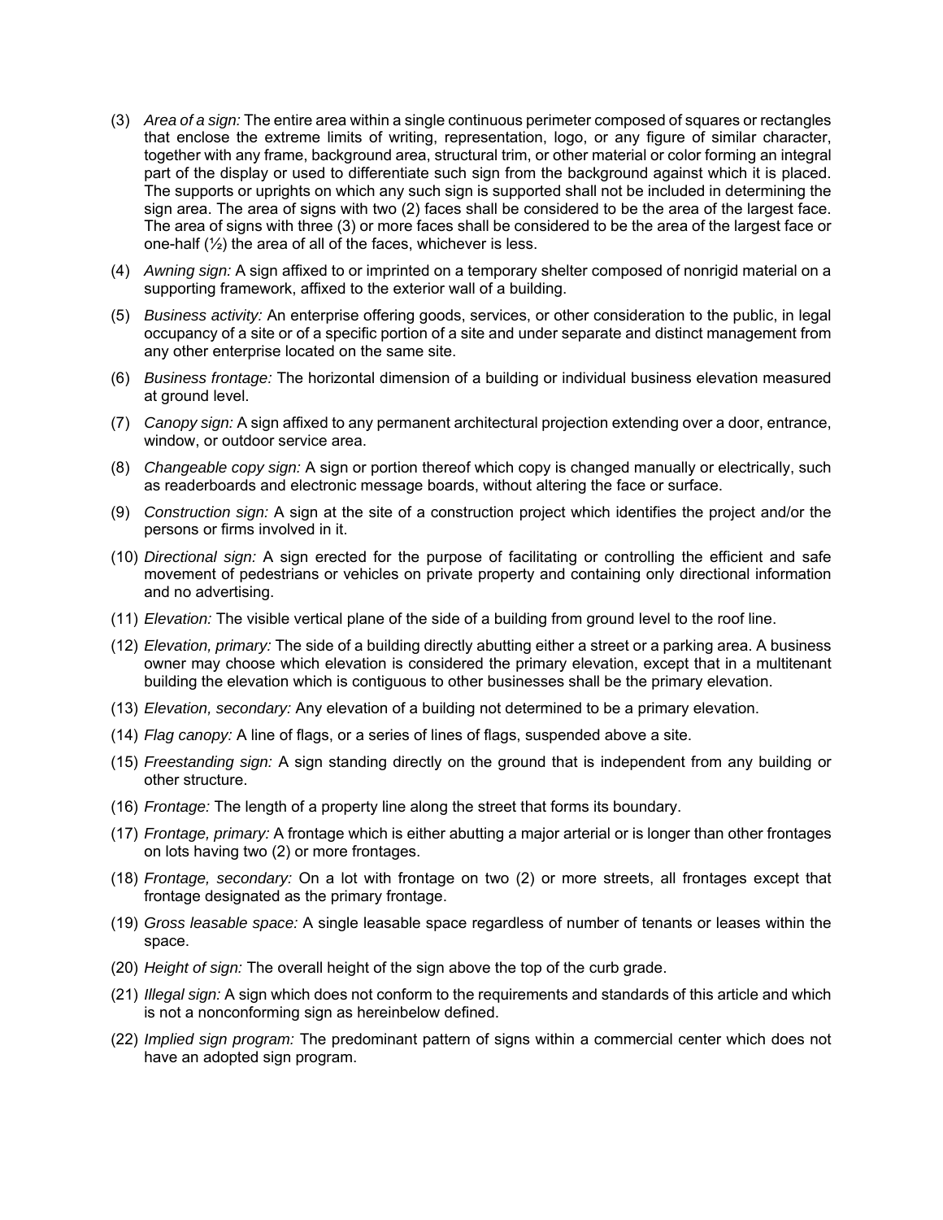(3) *Area of a sign:* The entire area within a single continuous perimeter composed of squares or rectangles that enclose the extreme limits of writing, representation, logo, or any figure of similar character, together with any frame, background area, structural trim, or other material or color forming an integral part of the display or used to differentiate such sign from the background against which it is placed. The supports or uprights on which any such sign is supported shall not be included in determining the sign area. The area of signs with two (2) faces shall be considered to be the area of the largest face. The area of signs with three (3) or more faces shall be considered to be the area of the largest face or one-half (½) the area of all of the faces, whichever is less.

(4) *Awning sign:* A sign affixed to or imprinted on a temporary shelter composed of nonrigid material on a supporting framework, affixed to the exterior wall of a building.

(5) *Business activity:* An enterprise offering goods, services, or other consideration to the public, in legal occupancy of a site or of a specific portion of a site and under separate and distinct management from any other enterprise located on the same site.

(6) *Business frontage:* The horizontal dimension of a building or individual business elevation measured at ground level.

(7) *Canopy sign:* A sign affixed to any permanent architectural projection extending over a door, entrance, window, or outdoor service area.

(8) *Changeable copy sign:* A sign or portion thereof which copy is changed manually or electrically, such as readerboards and electronic message boards, without altering the face or surface.

(9) *Construction sign:* A sign at the site of a construction project which identifies the project and/or the persons or firms involved in it.

(10) *Directional sign:* A sign erected for the purpose of facilitating or controlling the efficient and safe movement of pedestrians or vehicles on private property and containing only directional information and no advertising.

(11) *Elevation:* The visible vertical plane of the side of a building from ground level to the roof line.

(12) *Elevation, primary:* The side of a building directly abutting either a street or a parking area. A business owner may choose which elevation is considered the primary elevation, except that in a multitenant building the elevation which is contiguous to other businesses shall be the primary elevation.

(13) *Elevation, secondary:* Any elevation of a building not determined to be a primary elevation.

(14) *Flag canopy:* A line of flags, or a series of lines of flags, suspended above a site.

(15) *Freestanding sign:* A sign standing directly on the ground that is independent from any building or other structure.

(16) *Frontage:* The length of a property line along the street that forms its boundary.

(17) *Frontage, primary:* A frontage which is either abutting a major arterial or is longer than other frontages on lots having two (2) or more frontages.

(18) *Frontage, secondary:* On a lot with frontage on two (2) or more streets, all frontages except that frontage designated as the primary frontage.

(19) *Gross leasable space:* A single leasable space regardless of number of tenants or leases within the space.

(20) *Height of sign:* The overall height of the sign above the top of the curb grade.

(21) *Illegal sign:* A sign which does not conform to the requirements and standards of this article and which is not a nonconforming sign as hereinbelow defined.

(22) *Implied sign program:* The predominant pattern of signs within a commercial center which does not have an adopted sign program.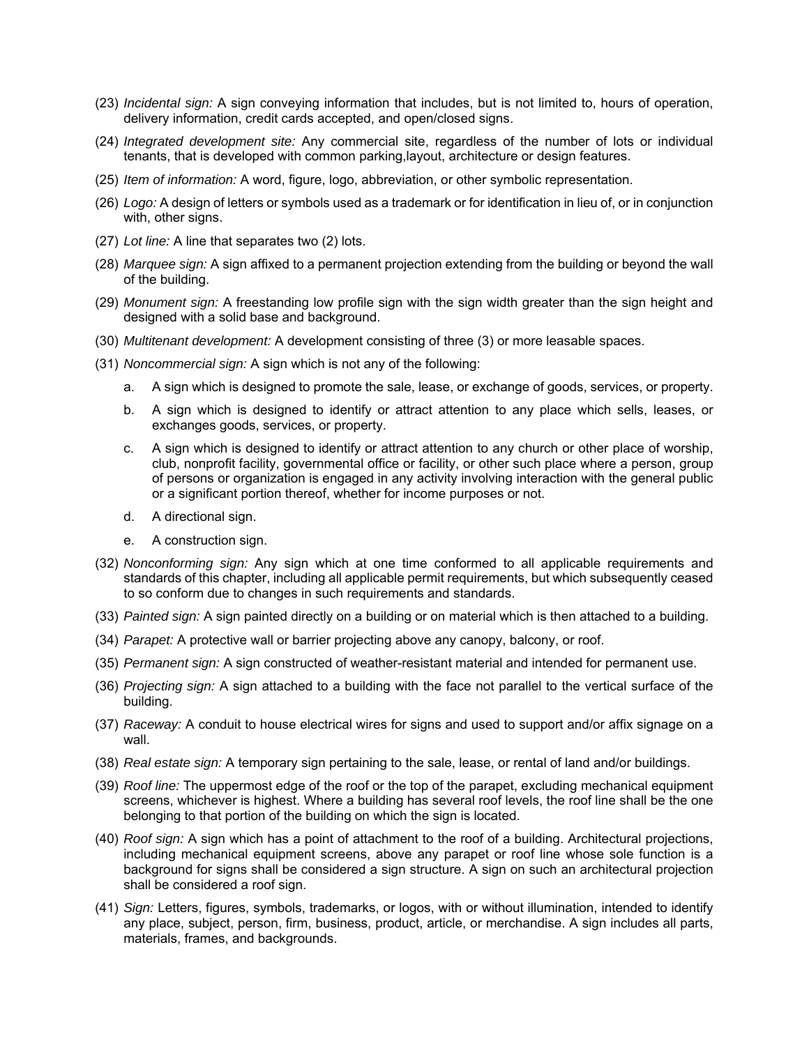(23) *Incidental sign:* A sign conveying information that includes, but is not limited to, hours of operation, delivery information, credit cards accepted, and open/closed signs.

(24) *Integrated development site:* Any commercial site, regardless of the number of lots or individual tenants, that is developed with common parking,layout, architecture or design features.

(25) *Item of information:* A word, figure, logo, abbreviation, or other symbolic representation.

(26) *Logo:* A design of letters or symbols used as a trademark or for identification in lieu of, or in conjunction with, other signs.

(27) *Lot line:* A line that separates two (2) lots.

(28) *Marquee sign:* A sign affixed to a permanent projection extending from the building or beyond the wall of the building.

(29) *Monument sign:* A freestanding low profile sign with the sign width greater than the sign height and designed with a solid base and background.

(30) *Multitenant development:* A development consisting of three (3) or more leasable spaces.

(31) *Noncommercial sign:* A sign which is not any of the following:

   a. A sign which is designed to promote the sale, lease, or exchange of goods, services, or property.

   b. A sign which is designed to identify or attract attention to any place which sells, leases, or exchanges goods, services, or property.

   c. A sign which is designed to identify or attract attention to any church or other place of worship, club, nonprofit facility, governmental office or facility, or other such place where a person, group of persons or organization is engaged in any activity involving interaction with the general public or a significant portion thereof, whether for income purposes or not.

   d. A directional sign.

   e. A construction sign.

(32) *Nonconforming sign:* Any sign which at one time conformed to all applicable requirements and standards of this chapter, including all applicable permit requirements, but which subsequently ceased to so conform due to changes in such requirements and standards.

(33) *Painted sign:* A sign painted directly on a building or on material which is then attached to a building.

(34) *Parapet:* A protective wall or barrier projecting above any canopy, balcony, or roof.

(35) *Permanent sign:* A sign constructed of weather-resistant material and intended for permanent use.

(36) *Projecting sign:* A sign attached to a building with the face not parallel to the vertical surface of the building.

(37) *Raceway:* A conduit to house electrical wires for signs and used to support and/or affix signage on a wall.

(38) *Real estate sign:* A temporary sign pertaining to the sale, lease, or rental of land and/or buildings.

(39) *Roof line:* The uppermost edge of the roof or the top of the parapet, excluding mechanical equipment screens, whichever is highest. Where a building has several roof levels, the roof line shall be the one belonging to that portion of the building on which the sign is located.

(40) *Roof sign:* A sign which has a point of attachment to the roof of a building. Architectural projections, including mechanical equipment screens, above any parapet or roof line whose sole function is a background for signs shall be considered a sign structure. A sign on such an architectural projection shall be considered a roof sign.

(41) *Sign:* Letters, figures, symbols, trademarks, or logos, with or without illumination, intended to identify any place, subject, person, firm, business, product, article, or merchandise. A sign includes all parts, materials, frames, and backgrounds.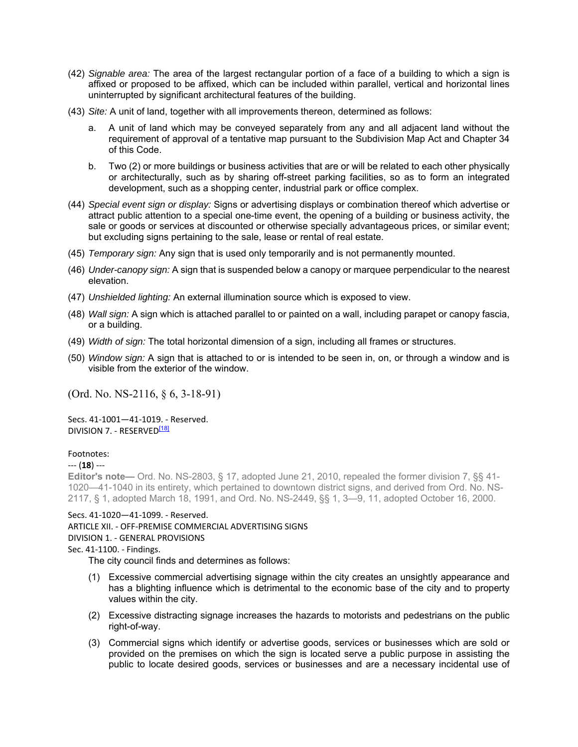(42) *Signable area:* The area of the largest rectangular portion of a face of a building to which a sign is affixed or proposed to be affixed, which can be included within parallel, vertical and horizontal lines uninterrupted by significant architectural features of the building.

(43) *Site:* A unit of land, together with all improvements thereon, determined as follows:

a. A unit of land which may be conveyed separately from any and all adjacent land without the requirement of approval of a tentative map pursuant to the Subdivision Map Act and Chapter 34 of this Code.

b. Two (2) or more buildings or business activities that are or will be related to each other physically or architecturally, such as by sharing off-street parking facilities, so as to form an integrated development, such as a shopping center, industrial park or office complex.

(44) *Special event sign or display:* Signs or advertising displays or combination thereof which advertise or attract public attention to a special one-time event, the opening of a building or business activity, the sale or goods or services at discounted or otherwise specially advantageous prices, or similar event; but excluding signs pertaining to the sale, lease or rental of real estate.

(45) *Temporary sign:* Any sign that is used only temporarily and is not permanently mounted.

(46) *Under-canopy sign:* A sign that is suspended below a canopy or marquee perpendicular to the nearest elevation.

(47) *Unshielded lighting:* An external illumination source which is exposed to view.

(48) *Wall sign:* A sign which is attached parallel to or painted on a wall, including parapet or canopy fascia, or a building.

(49) *Width of sign:* The total horizontal dimension of a sign, including all frames or structures.

(50) *Window sign:* A sign that is attached to or is intended to be seen in, on, or through a window and is visible from the exterior of the window.

(Ord. No. NS-2116, § 6, 3-18-91)

Secs. 41-1001—41-1019. - Reserved.

DIVISION 7. - RESERVED[18]

Footnotes:

--- (**18**) ---

**Editor's note—** Ord. No. NS-2803, § 17, adopted June 21, 2010, repealed the former division 7, §§ 41-1020—41-1040 in its entirety, which pertained to downtown district signs, and derived from Ord. No. NS-2117, § 1, adopted March 18, 1991, and Ord. No. NS-2449, §§ 1, 3—9, 11, adopted October 16, 2000.

Secs. 41-1020—41-1099. - Reserved.

ARTICLE XII. - OFF-PREMISE COMMERCIAL ADVERTISING SIGNS

DIVISION 1. - GENERAL PROVISIONS

Sec. 41-1100. - Findings.

The city council finds and determines as follows:

(1) Excessive commercial advertising signage within the city creates an unsightly appearance and has a blighting influence which is detrimental to the economic base of the city and to property values within the city.

(2) Excessive distracting signage increases the hazards to motorists and pedestrians on the public right-of-way.

(3) Commercial signs which identify or advertise goods, services or businesses which are sold or provided on the premises on which the sign is located serve a public purpose in assisting the public to locate desired goods, services or businesses and are a necessary incidental use of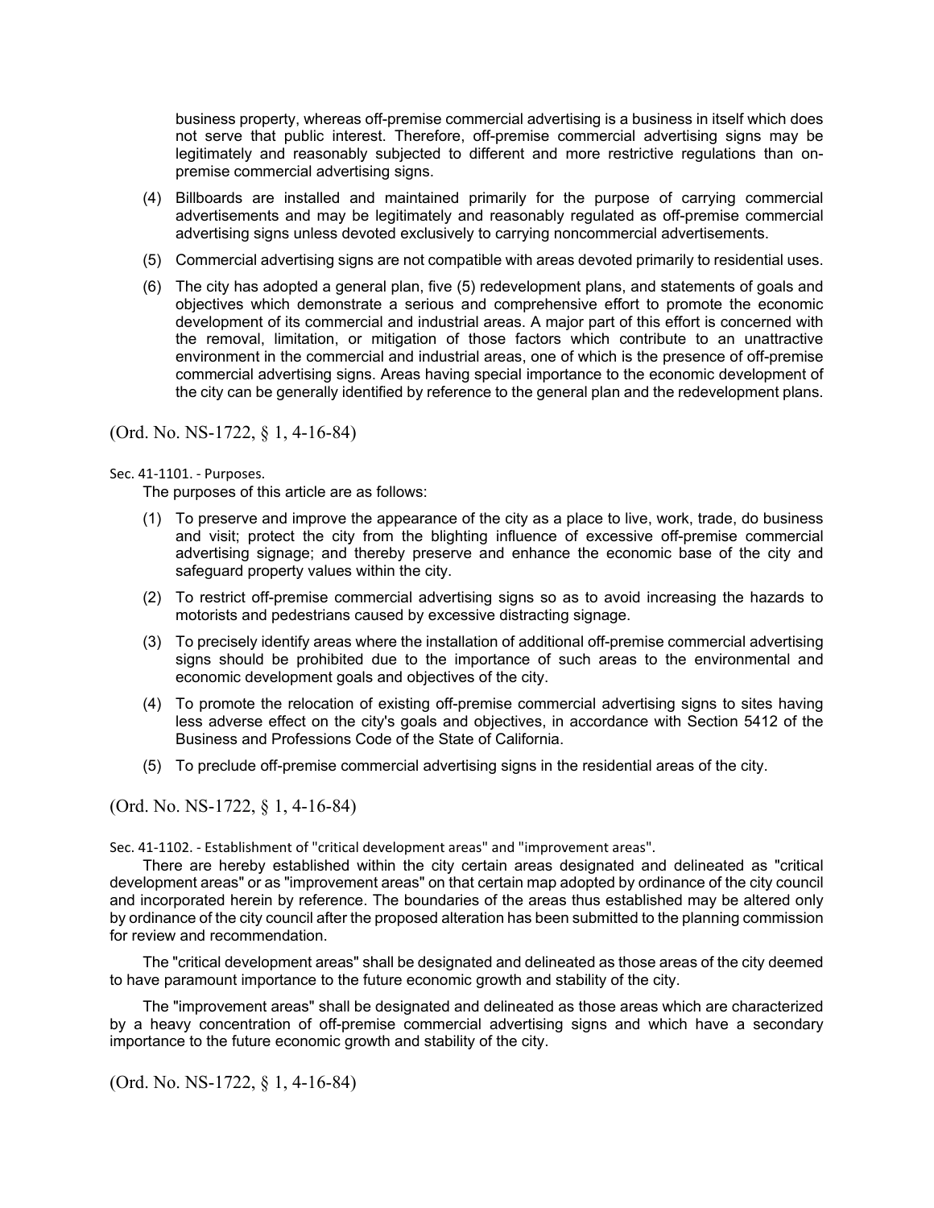business property, whereas off-premise commercial advertising is a business in itself which does not serve that public interest. Therefore, off-premise commercial advertising signs may be legitimately and reasonably subjected to different and more restrictive regulations than on-premise commercial advertising signs.

(4) Billboards are installed and maintained primarily for the purpose of carrying commercial advertisements and may be legitimately and reasonably regulated as off-premise commercial advertising signs unless devoted exclusively to carrying noncommercial advertisements.

(5) Commercial advertising signs are not compatible with areas devoted primarily to residential uses.

(6) The city has adopted a general plan, five (5) redevelopment plans, and statements of goals and objectives which demonstrate a serious and comprehensive effort to promote the economic development of its commercial and industrial areas. A major part of this effort is concerned with the removal, limitation, or mitigation of those factors which contribute to an unattractive environment in the commercial and industrial areas, one of which is the presence of off-premise commercial advertising signs. Areas having special importance to the economic development of the city can be generally identified by reference to the general plan and the redevelopment plans.

(Ord. No. NS-1722, § 1, 4-16-84)

Sec. 41-1101. - Purposes.

The purposes of this article are as follows:

(1) To preserve and improve the appearance of the city as a place to live, work, trade, do business and visit; protect the city from the blighting influence of excessive off-premise commercial advertising signage; and thereby preserve and enhance the economic base of the city and safeguard property values within the city.

(2) To restrict off-premise commercial advertising signs so as to avoid increasing the hazards to motorists and pedestrians caused by excessive distracting signage.

(3) To precisely identify areas where the installation of additional off-premise commercial advertising signs should be prohibited due to the importance of such areas to the environmental and economic development goals and objectives of the city.

(4) To promote the relocation of existing off-premise commercial advertising signs to sites having less adverse effect on the city's goals and objectives, in accordance with Section 5412 of the Business and Professions Code of the State of California.

(5) To preclude off-premise commercial advertising signs in the residential areas of the city.

(Ord. No. NS-1722, § 1, 4-16-84)

Sec. 41-1102. - Establishment of "critical development areas" and "improvement areas".

There are hereby established within the city certain areas designated and delineated as "critical development areas" or as "improvement areas" on that certain map adopted by ordinance of the city council and incorporated herein by reference. The boundaries of the areas thus established may be altered only by ordinance of the city council after the proposed alteration has been submitted to the planning commission for review and recommendation.

The "critical development areas" shall be designated and delineated as those areas of the city deemed to have paramount importance to the future economic growth and stability of the city.

The "improvement areas" shall be designated and delineated as those areas which are characterized by a heavy concentration of off-premise commercial advertising signs and which have a secondary importance to the future economic growth and stability of the city.

(Ord. No. NS-1722, § 1, 4-16-84)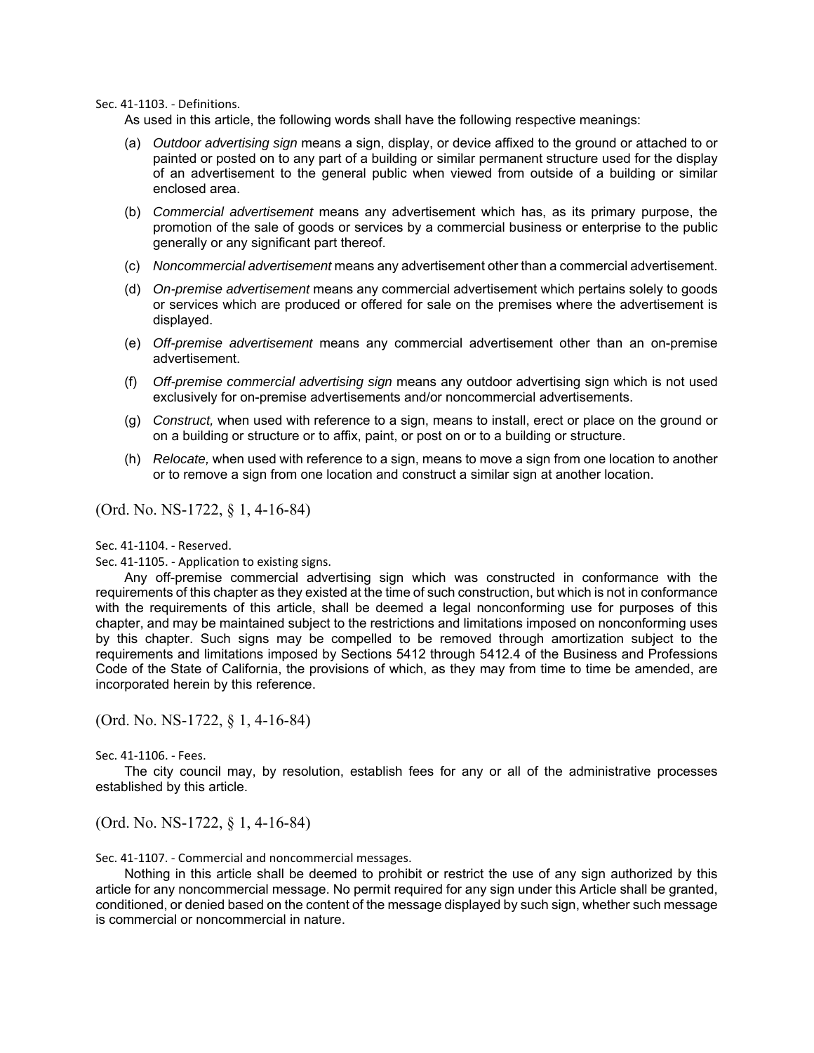Sec. 41-1103. - Definitions.

As used in this article, the following words shall have the following respective meanings:

(a) *Outdoor advertising sign* means a sign, display, or device affixed to the ground or attached to or painted or posted on to any part of a building or similar permanent structure used for the display of an advertisement to the general public when viewed from outside of a building or similar enclosed area.

(b) *Commercial advertisement* means any advertisement which has, as its primary purpose, the promotion of the sale of goods or services by a commercial business or enterprise to the public generally or any significant part thereof.

(c) *Noncommercial advertisement* means any advertisement other than a commercial advertisement.

(d) *On-premise advertisement* means any commercial advertisement which pertains solely to goods or services which are produced or offered for sale on the premises where the advertisement is displayed.

(e) *Off-premise advertisement* means any commercial advertisement other than an on-premise advertisement.

(f) *Off-premise commercial advertising sign* means any outdoor advertising sign which is not used exclusively for on-premise advertisements and/or noncommercial advertisements.

(g) *Construct,* when used with reference to a sign, means to install, erect or place on the ground or on a building or structure or to affix, paint, or post on or to a building or structure.

(h) *Relocate,* when used with reference to a sign, means to move a sign from one location to another or to remove a sign from one location and construct a similar sign at another location.

(Ord. No. NS-1722, § 1, 4-16-84)

Sec. 41-1104. - Reserved.

Sec. 41-1105. - Application to existing signs.

Any off-premise commercial advertising sign which was constructed in conformance with the requirements of this chapter as they existed at the time of such construction, but which is not in conformance with the requirements of this article, shall be deemed a legal nonconforming use for purposes of this chapter, and may be maintained subject to the restrictions and limitations imposed on nonconforming uses by this chapter. Such signs may be compelled to be removed through amortization subject to the requirements and limitations imposed by Sections 5412 through 5412.4 of the Business and Professions Code of the State of California, the provisions of which, as they may from time to time be amended, are incorporated herein by this reference.

(Ord. No. NS-1722, § 1, 4-16-84)

Sec. 41-1106. - Fees.

The city council may, by resolution, establish fees for any or all of the administrative processes established by this article.

(Ord. No. NS-1722, § 1, 4-16-84)

Sec. 41-1107. - Commercial and noncommercial messages.

Nothing in this article shall be deemed to prohibit or restrict the use of any sign authorized by this article for any noncommercial message. No permit required for any sign under this Article shall be granted, conditioned, or denied based on the content of the message displayed by such sign, whether such message is commercial or noncommercial in nature.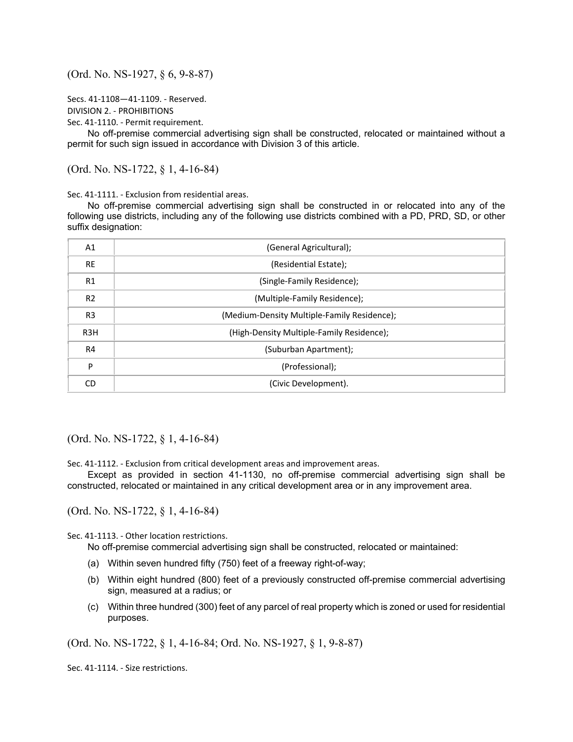(Ord. No. NS-1927, § 6, 9-8-87)

Secs. 41-1108—41-1109. - Reserved.

DIVISION 2. - PROHIBITIONS

Sec. 41-1110. - Permit requirement.

No off-premise commercial advertising sign shall be constructed, relocated or maintained without a permit for such sign issued in accordance with Division 3 of this article.

(Ord. No. NS-1722, § 1, 4-16-84)

Sec. 41-1111. - Exclusion from residential areas.

No off-premise commercial advertising sign shall be constructed in or relocated into any of the following use districts, including any of the following use districts combined with a PD, PRD, SD, or other suffix designation:

| | |
|---|---|
| A1 | (General Agricultural); |
| RE | (Residential Estate); |
| R1 | (Single-Family Residence); |
| R2 | (Multiple-Family Residence); |
| R3 | (Medium-Density Multiple-Family Residence); |
| R3H | (High-Density Multiple-Family Residence); |
| R4 | (Suburban Apartment); |
| P | (Professional); |
| CD | (Civic Development). |

(Ord. No. NS-1722, § 1, 4-16-84)

Sec. 41-1112. - Exclusion from critical development areas and improvement areas.

Except as provided in section 41-1130, no off-premise commercial advertising sign shall be constructed, relocated or maintained in any critical development area or in any improvement area.

(Ord. No. NS-1722, § 1, 4-16-84)

Sec. 41-1113. - Other location restrictions.

No off-premise commercial advertising sign shall be constructed, relocated or maintained:

(a) Within seven hundred fifty (750) feet of a freeway right-of-way;

(b) Within eight hundred (800) feet of a previously constructed off-premise commercial advertising sign, measured at a radius; or

(c) Within three hundred (300) feet of any parcel of real property which is zoned or used for residential purposes.

(Ord. No. NS-1722, § 1, 4-16-84; Ord. No. NS-1927, § 1, 9-8-87)

Sec. 41-1114. - Size restrictions.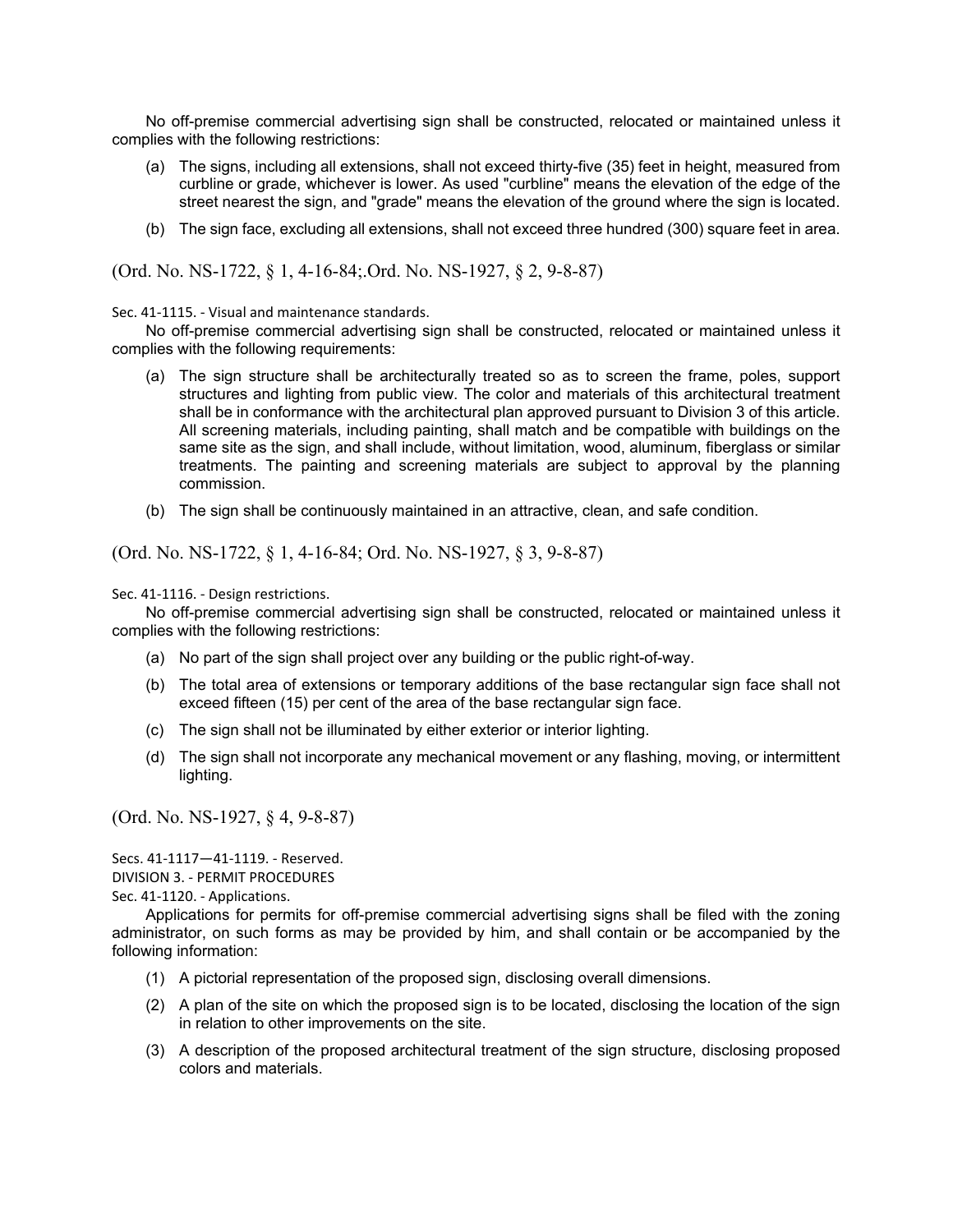No off-premise commercial advertising sign shall be constructed, relocated or maintained unless it complies with the following restrictions:

(a) The signs, including all extensions, shall not exceed thirty-five (35) feet in height, measured from curbline or grade, whichever is lower. As used "curbline" means the elevation of the edge of the street nearest the sign, and "grade" means the elevation of the ground where the sign is located.

(b) The sign face, excluding all extensions, shall not exceed three hundred (300) square feet in area.

(Ord. No. NS-1722, § 1, 4-16-84;.Ord. No. NS-1927, § 2, 9-8-87)

Sec. 41-1115. - Visual and maintenance standards.

No off-premise commercial advertising sign shall be constructed, relocated or maintained unless it complies with the following requirements:

(a) The sign structure shall be architecturally treated so as to screen the frame, poles, support structures and lighting from public view. The color and materials of this architectural treatment shall be in conformance with the architectural plan approved pursuant to Division 3 of this article. All screening materials, including painting, shall match and be compatible with buildings on the same site as the sign, and shall include, without limitation, wood, aluminum, fiberglass or similar treatments. The painting and screening materials are subject to approval by the planning commission.

(b) The sign shall be continuously maintained in an attractive, clean, and safe condition.

(Ord. No. NS-1722, § 1, 4-16-84; Ord. No. NS-1927, § 3, 9-8-87)

Sec. 41-1116. - Design restrictions.

No off-premise commercial advertising sign shall be constructed, relocated or maintained unless it complies with the following restrictions:

(a) No part of the sign shall project over any building or the public right-of-way.

(b) The total area of extensions or temporary additions of the base rectangular sign face shall not exceed fifteen (15) per cent of the area of the base rectangular sign face.

(c) The sign shall not be illuminated by either exterior or interior lighting.

(d) The sign shall not incorporate any mechanical movement or any flashing, moving, or intermittent lighting.

(Ord. No. NS-1927, § 4, 9-8-87)

Secs. 41-1117—41-1119. - Reserved.

DIVISION 3. - PERMIT PROCEDURES

Sec. 41-1120. - Applications.

Applications for permits for off-premise commercial advertising signs shall be filed with the zoning administrator, on such forms as may be provided by him, and shall contain or be accompanied by the following information:

(1) A pictorial representation of the proposed sign, disclosing overall dimensions.

(2) A plan of the site on which the proposed sign is to be located, disclosing the location of the sign in relation to other improvements on the site.

(3) A description of the proposed architectural treatment of the sign structure, disclosing proposed colors and materials.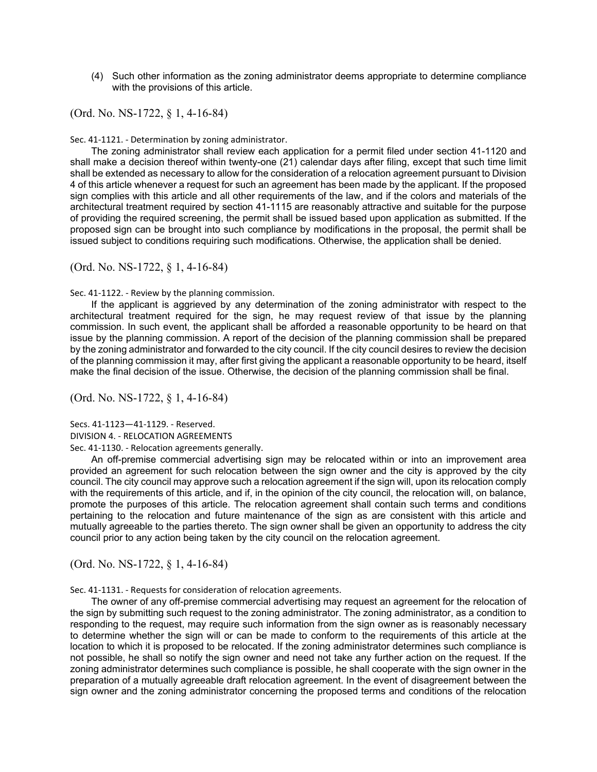(4) Such other information as the zoning administrator deems appropriate to determine compliance with the provisions of this article.

(Ord. No. NS-1722, § 1, 4-16-84)

Sec. 41-1121. - Determination by zoning administrator.

The zoning administrator shall review each application for a permit filed under section 41-1120 and shall make a decision thereof within twenty-one (21) calendar days after filing, except that such time limit shall be extended as necessary to allow for the consideration of a relocation agreement pursuant to Division 4 of this article whenever a request for such an agreement has been made by the applicant. If the proposed sign complies with this article and all other requirements of the law, and if the colors and materials of the architectural treatment required by section 41-1115 are reasonably attractive and suitable for the purpose of providing the required screening, the permit shall be issued based upon application as submitted. If the proposed sign can be brought into such compliance by modifications in the proposal, the permit shall be issued subject to conditions requiring such modifications. Otherwise, the application shall be denied.

(Ord. No. NS-1722, § 1, 4-16-84)

Sec. 41-1122. - Review by the planning commission.

If the applicant is aggrieved by any determination of the zoning administrator with respect to the architectural treatment required for the sign, he may request review of that issue by the planning commission. In such event, the applicant shall be afforded a reasonable opportunity to be heard on that issue by the planning commission. A report of the decision of the planning commission shall be prepared by the zoning administrator and forwarded to the city council. If the city council desires to review the decision of the planning commission it may, after first giving the applicant a reasonable opportunity to be heard, itself make the final decision of the issue. Otherwise, the decision of the planning commission shall be final.

(Ord. No. NS-1722, § 1, 4-16-84)

Secs. 41-1123—41-1129. - Reserved.

DIVISION 4. - RELOCATION AGREEMENTS

Sec. 41-1130. - Relocation agreements generally.

An off-premise commercial advertising sign may be relocated within or into an improvement area provided an agreement for such relocation between the sign owner and the city is approved by the city council. The city council may approve such a relocation agreement if the sign will, upon its relocation comply with the requirements of this article, and if, in the opinion of the city council, the relocation will, on balance, promote the purposes of this article. The relocation agreement shall contain such terms and conditions pertaining to the relocation and future maintenance of the sign as are consistent with this article and mutually agreeable to the parties thereto. The sign owner shall be given an opportunity to address the city council prior to any action being taken by the city council on the relocation agreement.

(Ord. No. NS-1722, § 1, 4-16-84)

Sec. 41-1131. - Requests for consideration of relocation agreements.

The owner of any off-premise commercial advertising may request an agreement for the relocation of the sign by submitting such request to the zoning administrator. The zoning administrator, as a condition to responding to the request, may require such information from the sign owner as is reasonably necessary to determine whether the sign will or can be made to conform to the requirements of this article at the location to which it is proposed to be relocated. If the zoning administrator determines such compliance is not possible, he shall so notify the sign owner and need not take any further action on the request. If the zoning administrator determines such compliance is possible, he shall cooperate with the sign owner in the preparation of a mutually agreeable draft relocation agreement. In the event of disagreement between the sign owner and the zoning administrator concerning the proposed terms and conditions of the relocation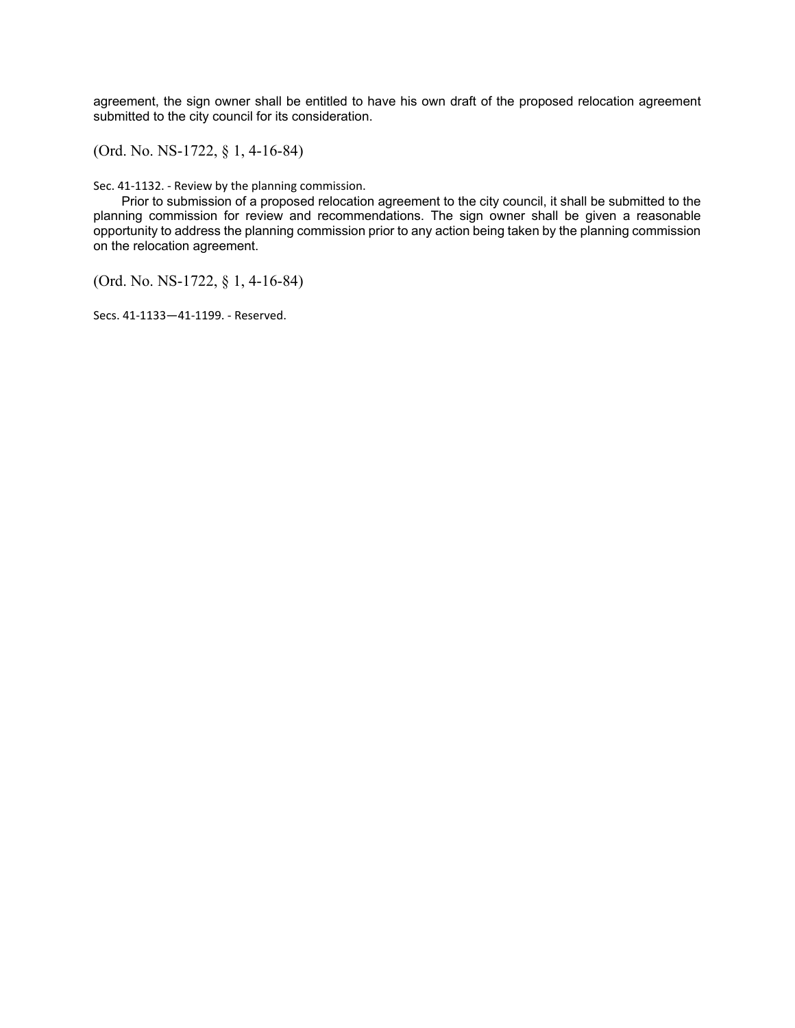agreement, the sign owner shall be entitled to have his own draft of the proposed relocation agreement submitted to the city council for its consideration.

(Ord. No. NS-1722, § 1, 4-16-84)

Sec. 41-1132. - Review by the planning commission.

Prior to submission of a proposed relocation agreement to the city council, it shall be submitted to the planning commission for review and recommendations. The sign owner shall be given a reasonable opportunity to address the planning commission prior to any action being taken by the planning commission on the relocation agreement.

(Ord. No. NS-1722, § 1, 4-16-84)

Secs. 41-1133—41-1199. - Reserved.